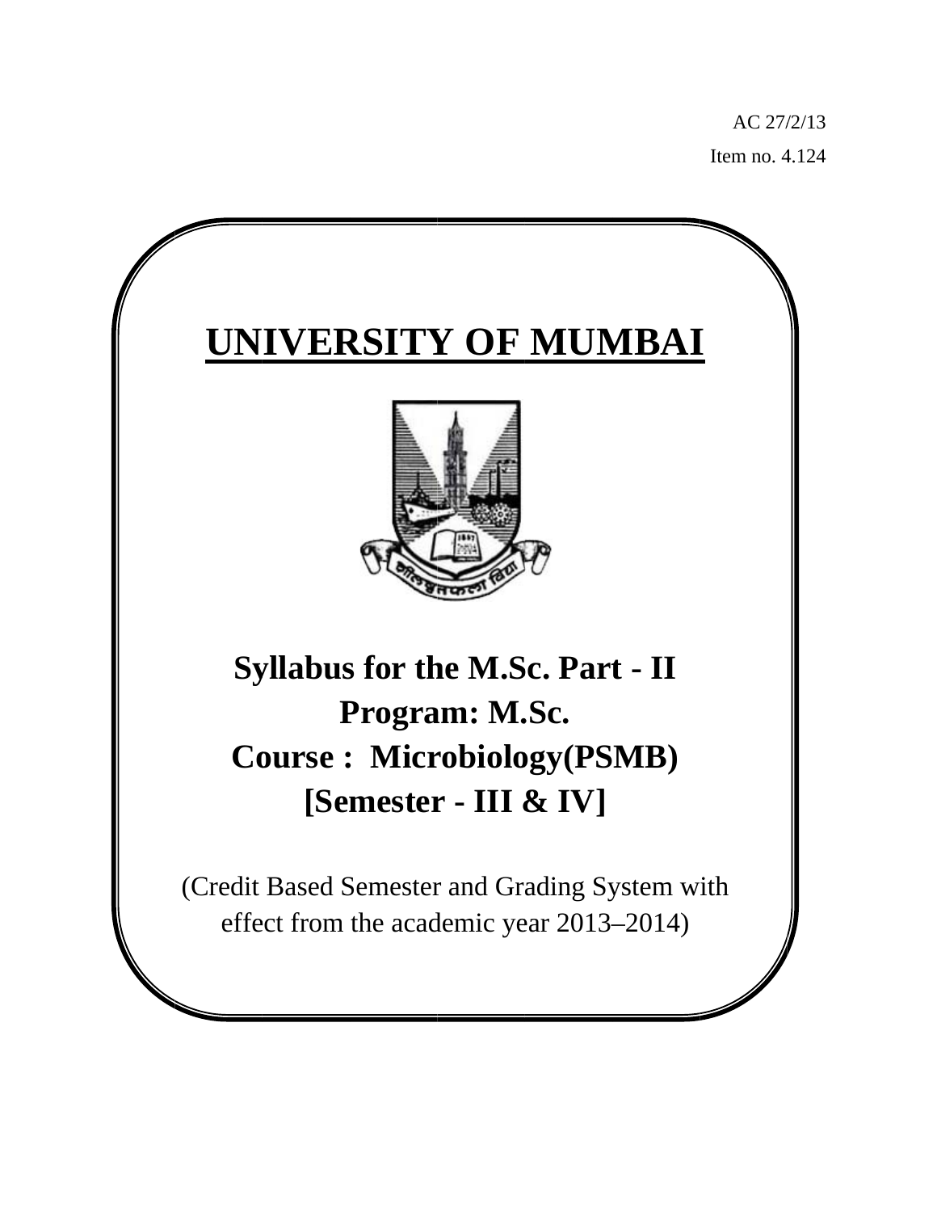AC 27/2/13

Item no. 4.124

# UNIVERSITY OF MUMBAI

## Syllabus for the M.Sc. Part - II
## Program: M.Sc.
## Course : Microbiology(PSMB)
## [Semester - III & IV]

(Credit Based Semester and Grading System with effect from the academic year 2013–2014)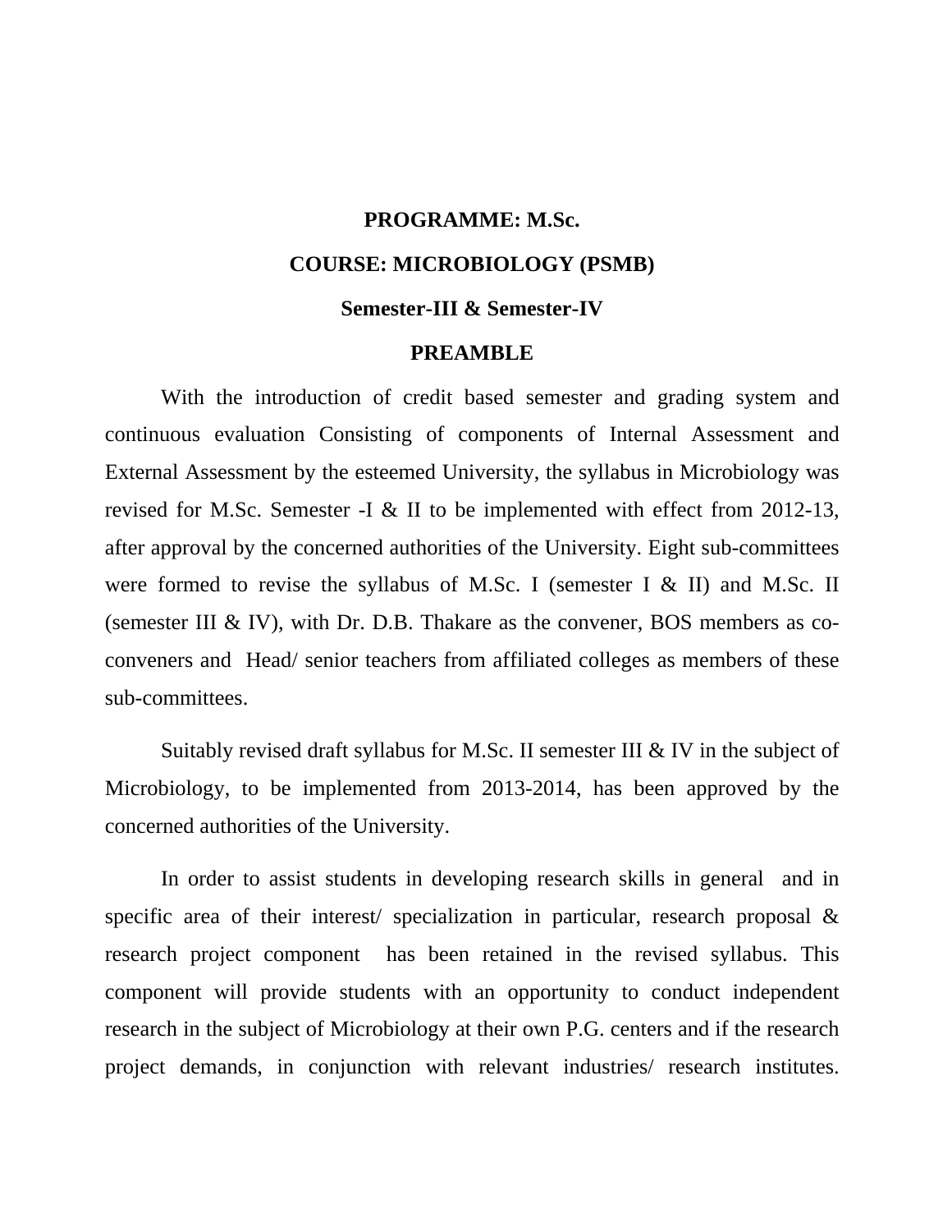**PROGRAMME: M.Sc.**

**COURSE: MICROBIOLOGY (PSMB)**

**Semester-III & Semester-IV**

**PREAMBLE**

With the introduction of credit based semester and grading system and continuous evaluation Consisting of components of Internal Assessment and External Assessment by the esteemed University, the syllabus in Microbiology was revised for M.Sc. Semester -I & II to be implemented with effect from 2012-13, after approval by the concerned authorities of the University. Eight sub-committees were formed to revise the syllabus of M.Sc. I (semester I & II) and M.Sc. II (semester III & IV), with Dr. D.B. Thakare as the convener, BOS members as co-conveners and Head/ senior teachers from affiliated colleges as members of these sub-committees.

Suitably revised draft syllabus for M.Sc. II semester III & IV in the subject of Microbiology, to be implemented from 2013-2014, has been approved by the concerned authorities of the University.

In order to assist students in developing research skills in general and in specific area of their interest/ specialization in particular, research proposal & research project component has been retained in the revised syllabus. This component will provide students with an opportunity to conduct independent research in the subject of Microbiology at their own P.G. centers and if the research project demands, in conjunction with relevant industries/ research institutes.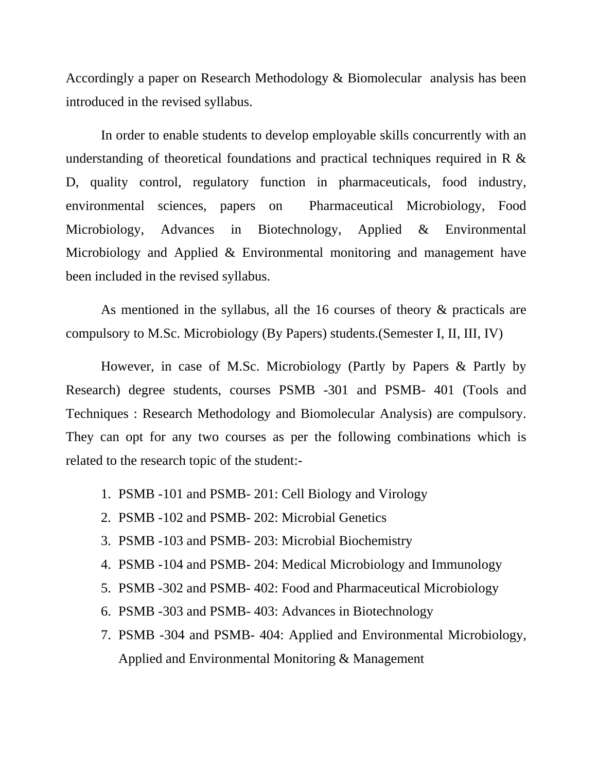Accordingly a paper on Research Methodology & Biomolecular analysis has been introduced in the revised syllabus.

In order to enable students to develop employable skills concurrently with an understanding of theoretical foundations and practical techniques required in R & D, quality control, regulatory function in pharmaceuticals, food industry, environmental sciences, papers on Pharmaceutical Microbiology, Food Microbiology, Advances in Biotechnology, Applied & Environmental Microbiology and Applied & Environmental monitoring and management have been included in the revised syllabus.

As mentioned in the syllabus, all the 16 courses of theory & practicals are compulsory to M.Sc. Microbiology (By Papers) students.(Semester I, II, III, IV)

However, in case of M.Sc. Microbiology (Partly by Papers & Partly by Research) degree students, courses PSMB -301 and PSMB- 401 (Tools and Techniques : Research Methodology and Biomolecular Analysis) are compulsory. They can opt for any two courses as per the following combinations which is related to the research topic of the student:-

1. PSMB -101 and PSMB- 201: Cell Biology and Virology
2. PSMB -102 and PSMB- 202: Microbial Genetics
3. PSMB -103 and PSMB- 203: Microbial Biochemistry
4. PSMB -104 and PSMB- 204: Medical Microbiology and Immunology
5. PSMB -302 and PSMB- 402: Food and Pharmaceutical Microbiology
6. PSMB -303 and PSMB- 403: Advances in Biotechnology
7. PSMB -304 and PSMB- 404: Applied and Environmental Microbiology, Applied and Environmental Monitoring & Management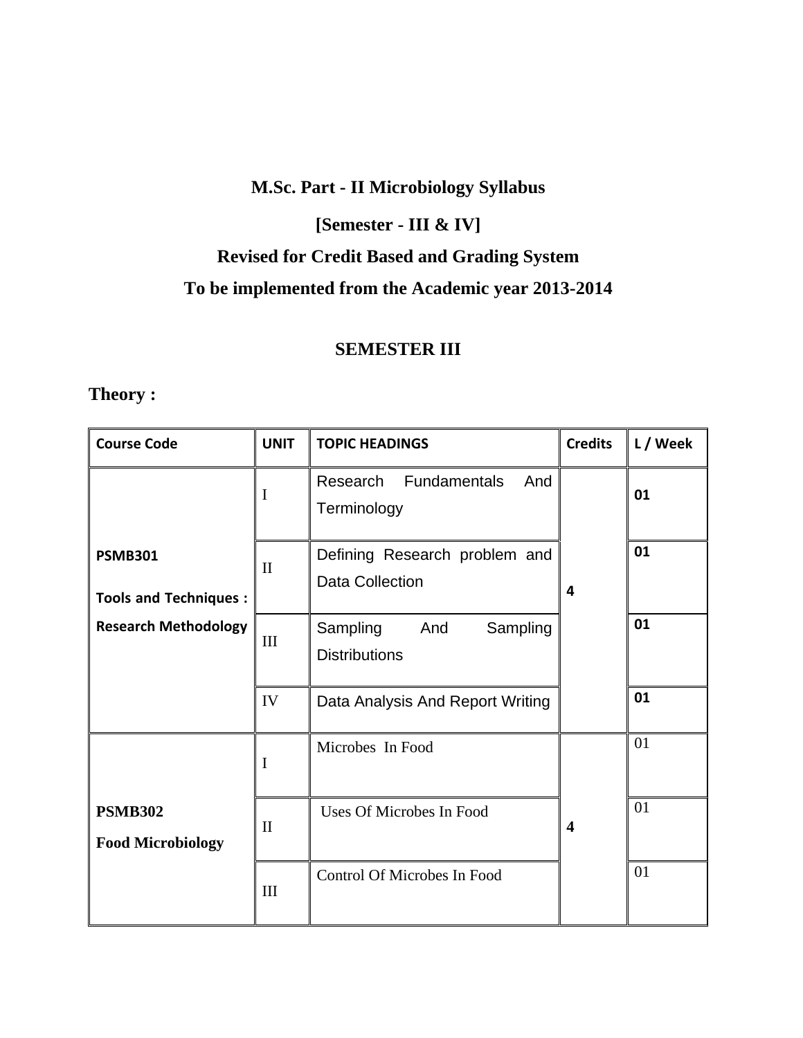# M.Sc. Part - II Microbiology Syllabus

## [Semester - III & IV]

## Revised for Credit Based and Grading System

## To be implemented from the Academic year 2013-2014

## SEMESTER III

### Theory :

| Course Code | UNIT | TOPIC HEADINGS | Credits | L / Week |
|---|---|---|---|---|
| **PSMB301 Tools and Techniques : Research Methodology** | I | Research Fundamentals And Terminology | 4 | **01** |
| | II | Defining Research problem and Data Collection | | **01** |
| | III | Sampling And Sampling Distributions | | **01** |
| | IV | Data Analysis And Report Writing | | **01** |
| **PSMB302 Food Microbiology** | I | Microbes In Food | 4 | 01 |
| | II | Uses Of Microbes In Food | | 01 |
| | III | Control Of Microbes In Food | | 01 |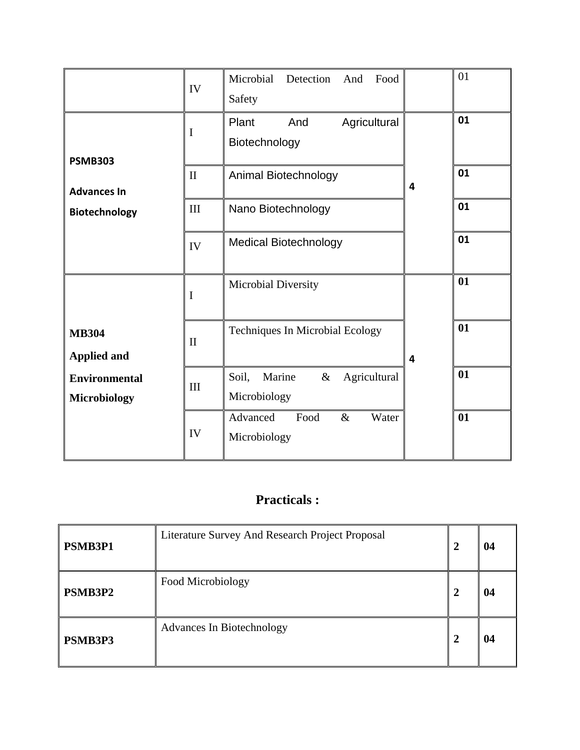| | | | | |
|---|---|---|---|---|
| | IV | Microbial Detection And Food Safety | | 01 |
| **PSMB303** **Advances In Biotechnology** | I | Plant And Agricultural Biotechnology | **4** | **01** |
| | II | Animal Biotechnology | | **01** |
| | III | Nano Biotechnology | | **01** |
| | IV | Medical Biotechnology | | **01** |
| **MB304** **Applied and Environmental Microbiology** | I | Microbial Diversity | **4** | **01** |
| | II | Techniques In Microbial Ecology | | **01** |
| | III | Soil, Marine & Agricultural Microbiology | | **01** |
| | IV | Advanced Food & Water Microbiology | | **01** |

## Practicals :

| | | | |
|---|---|---|---|
| **PSMB3P1** | Literature Survey And Research Project Proposal | **2** | **04** |
| **PSMB3P2** | Food Microbiology | **2** | **04** |
| **PSMB3P3** | Advances In Biotechnology | **2** | **04** |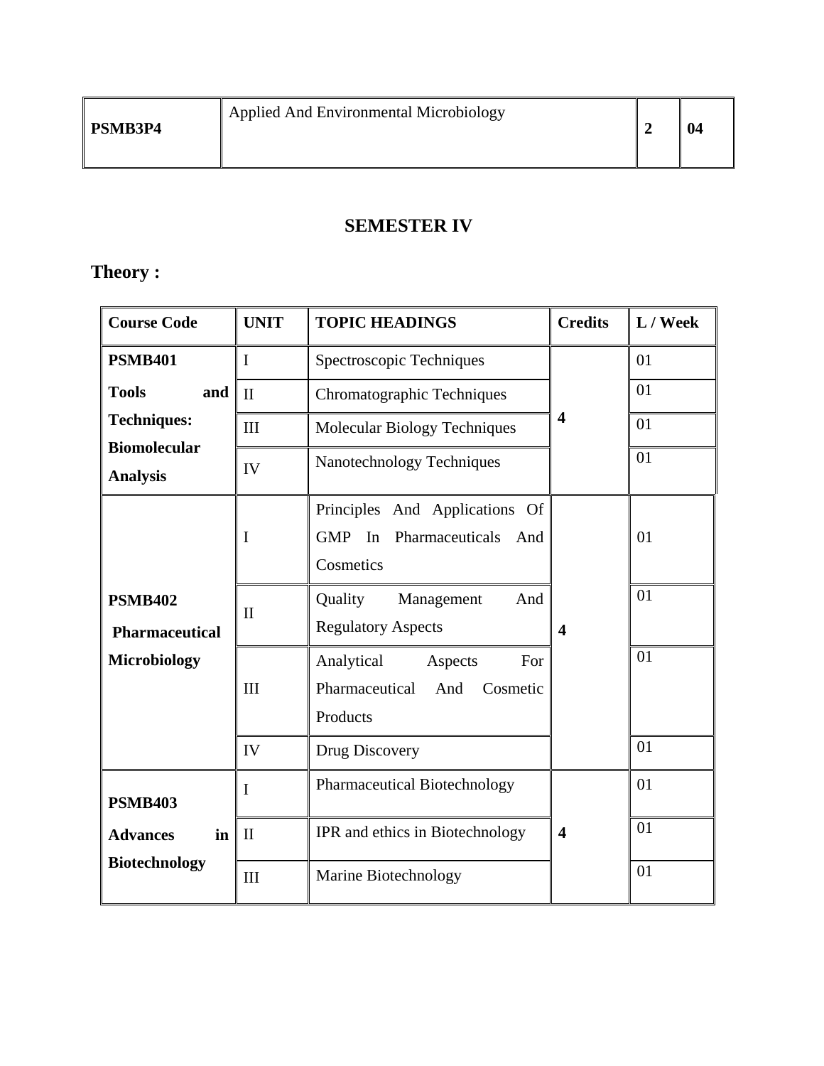| PSMB3P4 | Applied And Environmental Microbiology | 2 | 04 |
|---|---|---|---|

## SEMESTER IV

### Theory :

| Course Code | UNIT | TOPIC HEADINGS | Credits | L / Week |
|---|---|---|---|---|
| **PSMB401** **Tools and Techniques: Biomolecular Analysis** | I | Spectroscopic Techniques | 4 | 01 |
| | II | Chromatographic Techniques | | 01 |
| | III | Molecular Biology Techniques | | 01 |
| | IV | Nanotechnology Techniques | | 01 |
| **PSMB402** **Pharmaceutical Microbiology** | I | Principles And Applications Of GMP In Pharmaceuticals And Cosmetics | 4 | 01 |
| | II | Quality Management And Regulatory Aspects | | 01 |
| | III | Analytical Aspects For Pharmaceutical And Cosmetic Products | | 01 |
| | IV | Drug Discovery | | 01 |
| **PSMB403** **Advances in Biotechnology** | I | Pharmaceutical Biotechnology | 4 | 01 |
| | II | IPR and ethics in Biotechnology | | 01 |
| | III | Marine Biotechnology | | 01 |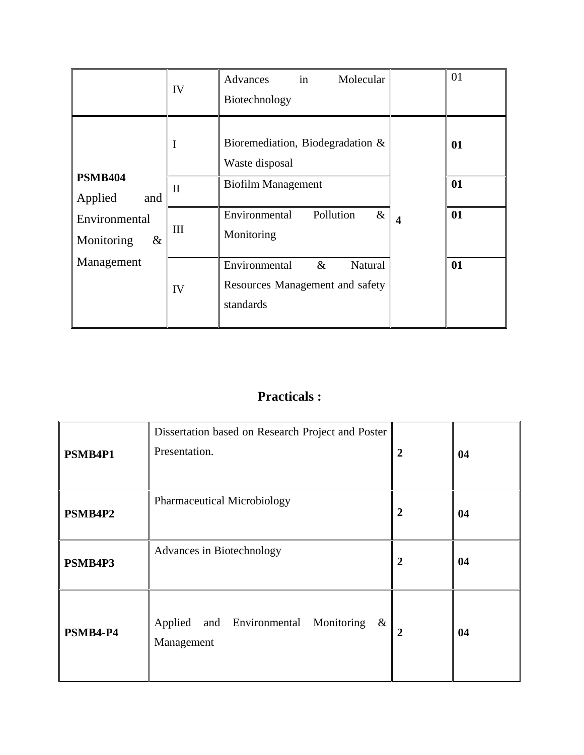| | | | | |
|---|---|---|---|---|
| | IV | Advances in Molecular Biotechnology | | 01 |
| **PSMB404** Applied and Environmental Monitoring & Management | I | Bioremediation, Biodegradation & Waste disposal | **4** | **01** |
| | II | Biofilm Management | | **01** |
| | III | Environmental Pollution & Monitoring | | **01** |
| | IV | Environmental & Natural Resources Management and safety standards | | **01** |

## Practicals :

| | | | |
|---|---|---|---|
| **PSMB4P1** | Dissertation based on Research Project and Poster Presentation. | **2** | **04** |
| **PSMB4P2** | Pharmaceutical Microbiology | **2** | **04** |
| **PSMB4P3** | Advances in Biotechnology | **2** | **04** |
| **PSMB4-P4** | Applied and Environmental Monitoring & Management | **2** | **04** |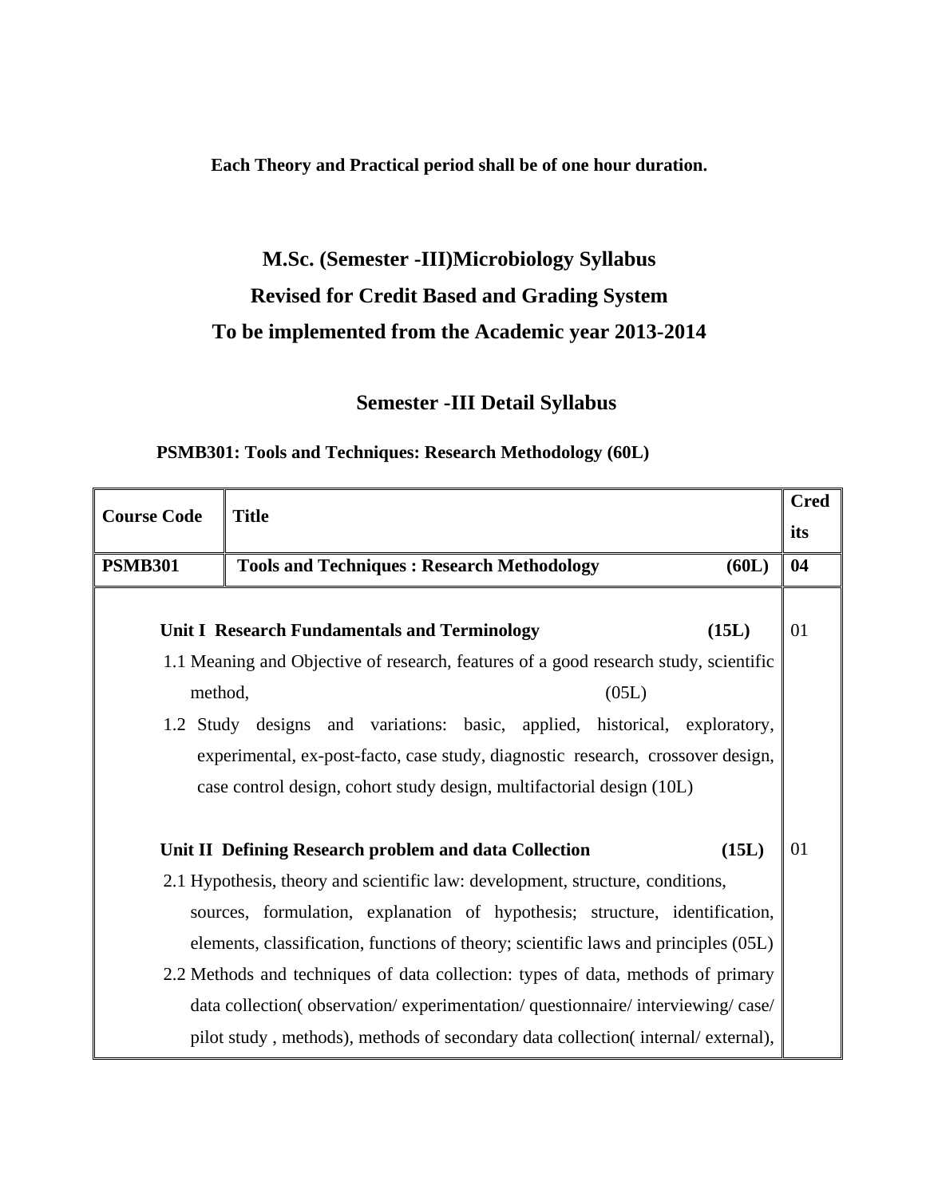**Each Theory and Practical period shall be of one hour duration.**

# M.Sc. (Semester -III)Microbiology Syllabus

# Revised for Credit Based and Grading System

# To be implemented from the Academic year 2013-2014

## Semester -III Detail Syllabus

**PSMB301: Tools and Techniques: Research Methodology (60L)**

| Course Code | Title | Credits |
|---|---|---|
| **PSMB301** | **Tools and Techniques : Research Methodology (60L)** | **04** |
| **Unit I Research Fundamentals and Terminology (15L)**<br>1.1 Meaning and Objective of research, features of a good research study, scientific method, (05L)<br>1.2 Study designs and variations: basic, applied, historical, exploratory, experimental, ex-post-facto, case study, diagnostic research, crossover design, case control design, cohort study design, multifactorial design (10L)<br><br>**Unit II Defining Research problem and data Collection (15L)**<br>2.1 Hypothesis, theory and scientific law: development, structure, conditions, sources, formulation, explanation of hypothesis; structure, identification, elements, classification, functions of theory; scientific laws and principles (05L)<br>2.2 Methods and techniques of data collection: types of data, methods of primary data collection( observation/ experimentation/ questionnaire/ interviewing/ case/ pilot study , methods), methods of secondary data collection( internal/ external), | | 01<br><br><br><br><br><br>01 |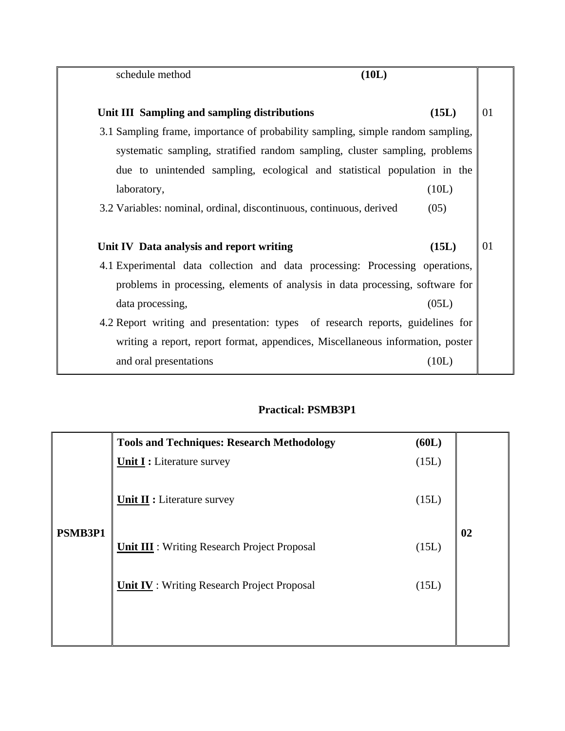| | |
|---|---|
| schedule method **(10L)**<br><br>**Unit III Sampling and sampling distributions (15L)**<br>3.1 Sampling frame, importance of probability sampling, simple random sampling, systematic sampling, stratified random sampling, cluster sampling, problems due to unintended sampling, ecological and statistical population in the laboratory, (10L)<br>3.2 Variables: nominal, ordinal, discontinuous, continuous, derived (05)<br><br>**Unit IV Data analysis and report writing (15L)**<br>4.1 Experimental data collection and data processing: Processing operations, problems in processing, elements of analysis in data processing, software for data processing, (05L)<br>4.2 Report writing and presentation: types of research reports, guidelines for writing a report, report format, appendices, Miscellaneous information, poster and oral presentations (10L) | <br><br>01<br><br><br><br><br><br>01 |

**Practical: PSMB3P1**

| | | |
|---|---|---|
| **PSMB3P1** | **Tools and Techniques: Research Methodology (60L)**<br>**Unit I :** Literature survey (15L)<br><br>**Unit II :** Literature survey (15L)<br><br>**Unit III** : Writing Research Project Proposal (15L)<br><br>**Unit IV** : Writing Research Project Proposal (15L) | **02** |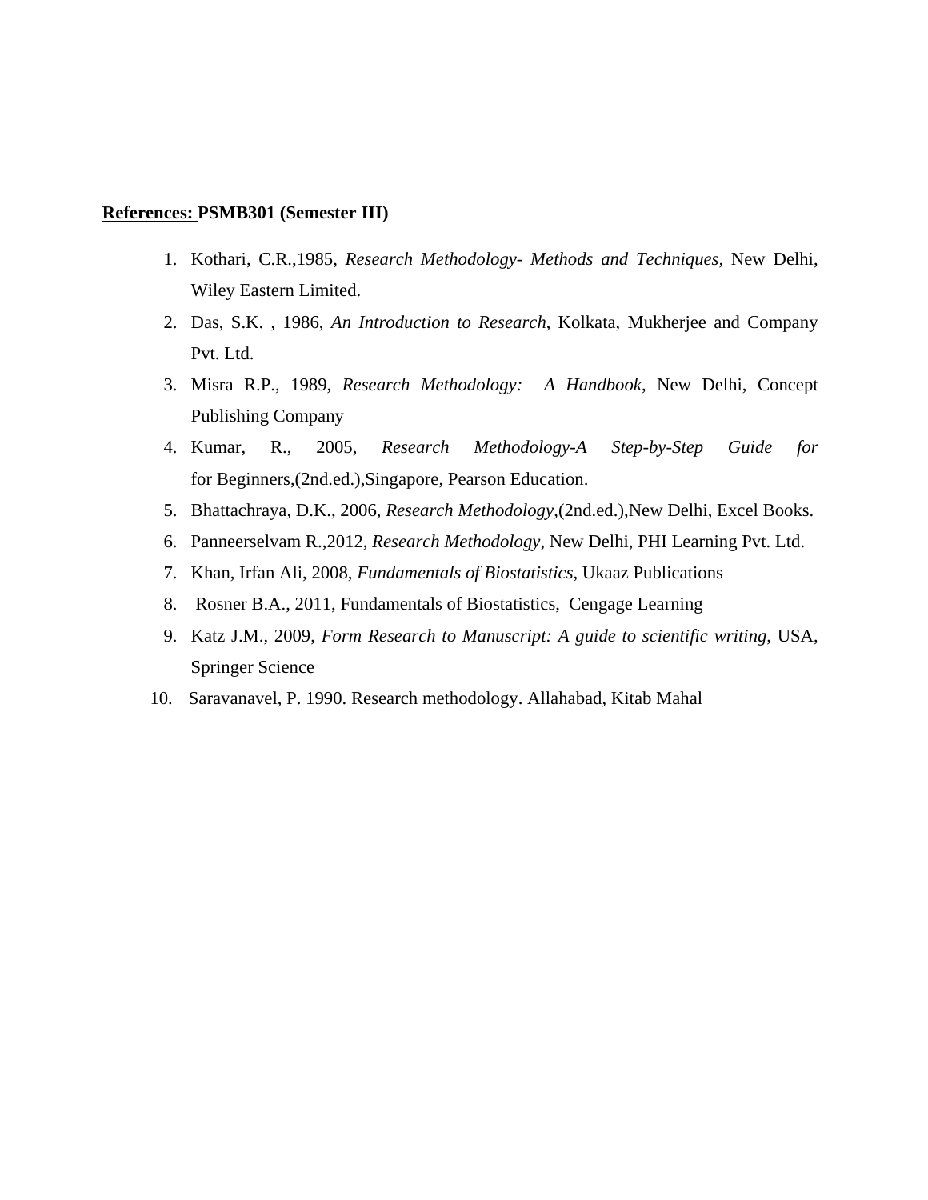<u>References:</u> **PSMB301 (Semester III)**

1. Kothari, C.R.,1985, *Research Methodology- Methods and Techniques*, New Delhi, Wiley Eastern Limited.
2. Das, S.K. , 1986, *An Introduction to Research*, Kolkata, Mukherjee and Company Pvt. Ltd.
3. Misra R.P., 1989, *Research Methodology: A Handbook*, New Delhi, Concept Publishing Company
4. Kumar, R., 2005, *Research Methodology-A Step-by-Step Guide for* for Beginners,(2nd.ed.),Singapore, Pearson Education.
5. Bhattachraya, D.K., 2006, *Research Methodology*,(2nd.ed.),New Delhi, Excel Books.
6. Panneerselvam R.,2012, *Research Methodology*, New Delhi, PHI Learning Pvt. Ltd.
7. Khan, Irfan Ali, 2008, *Fundamentals of Biostatistics*, Ukaaz Publications
8. Rosner B.A., 2011, Fundamentals of Biostatistics, Cengage Learning
9. Katz J.M., 2009, *Form Research to Manuscript: A guide to scientific writing*, USA, Springer Science
10. Saravanavel, P. 1990. Research methodology. Allahabad, Kitab Mahal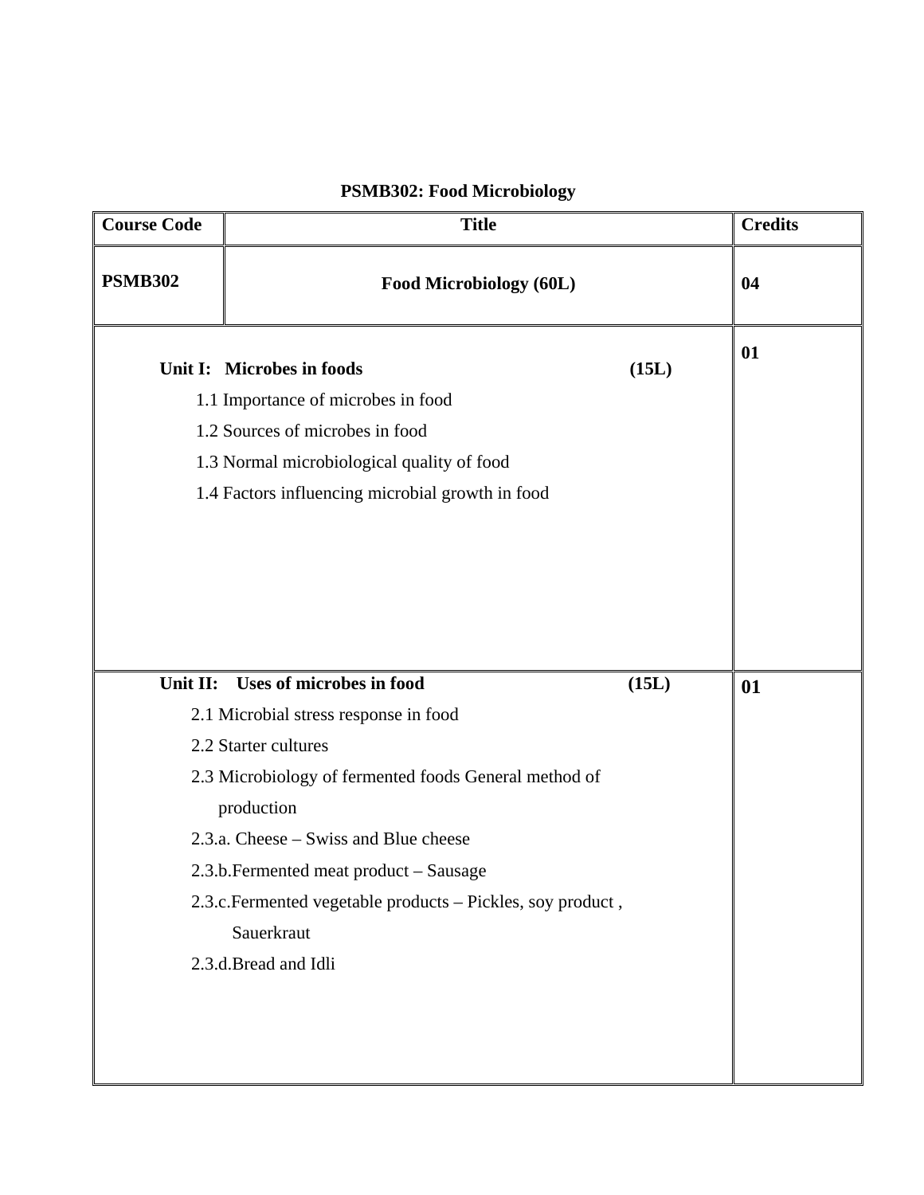**PSMB302: Food Microbiology**

| Course Code | Title | Credits |
|---|---|---|
| **PSMB302** | **Food Microbiology (60L)** | **04** |
| **Unit I: Microbes in foods (15L)**<br>1.1 Importance of microbes in food<br>1.2 Sources of microbes in food<br>1.3 Normal microbiological quality of food<br>1.4 Factors influencing microbial growth in food | | **01** |
| **Unit II: Uses of microbes in food (15L)**<br>2.1 Microbial stress response in food<br>2.2 Starter cultures<br>2.3 Microbiology of fermented foods General method of production<br>2.3.a. Cheese – Swiss and Blue cheese<br>2.3.b.Fermented meat product – Sausage<br>2.3.c.Fermented vegetable products – Pickles, soy product , Sauerkraut<br>2.3.d.Bread and Idli | | **01** |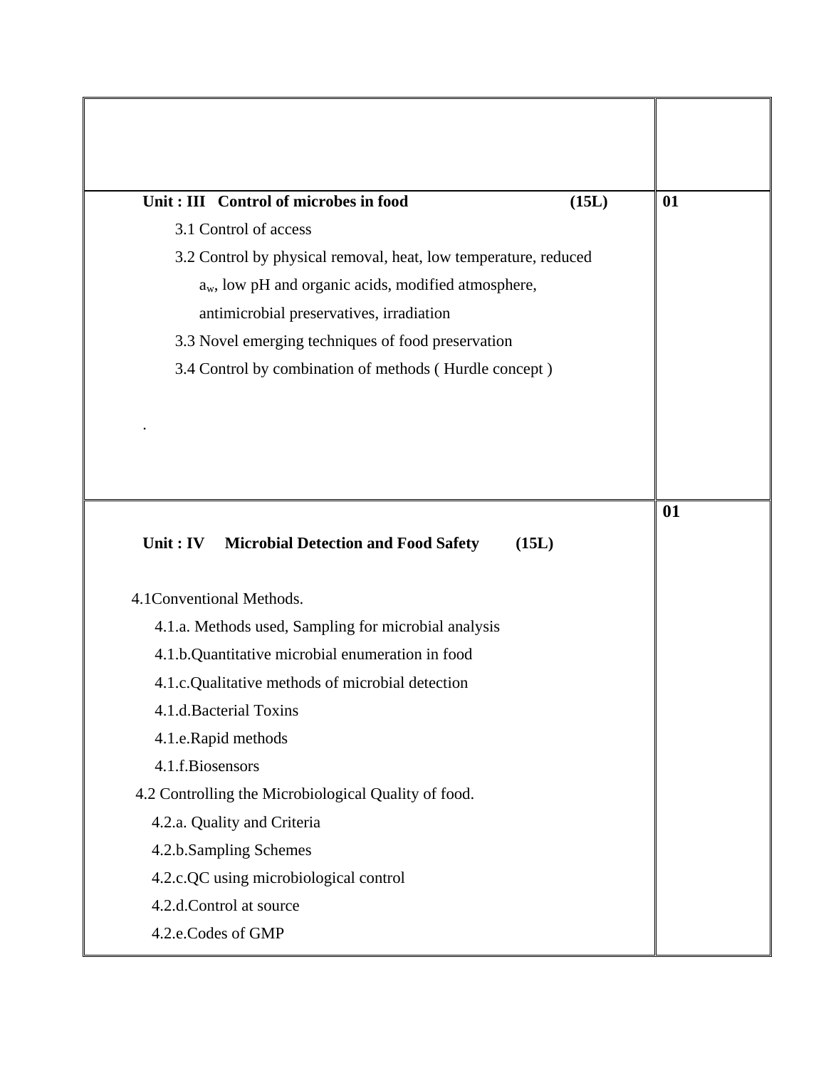| | |
|---|---|
| | |
| **Unit : III Control of microbes in food (15L)**<br>3.1 Control of access<br>3.2 Control by physical removal, heat, low temperature, reduced $a_w$, low pH and organic acids, modified atmosphere, antimicrobial preservatives, irradiation<br>3.3 Novel emerging techniques of food preservation<br>3.4 Control by combination of methods ( Hurdle concept )<br>. | **01** |
| **Unit : IV Microbial Detection and Food Safety (15L)**<br>4.1Conventional Methods.<br>4.1.a. Methods used, Sampling for microbial analysis<br>4.1.b.Quantitative microbial enumeration in food<br>4.1.c.Qualitative methods of microbial detection<br>4.1.d.Bacterial Toxins<br>4.1.e.Rapid methods<br>4.1.f.Biosensors<br>4.2 Controlling the Microbiological Quality of food.<br>4.2.a. Quality and Criteria<br>4.2.b.Sampling Schemes<br>4.2.c.QC using microbiological control<br>4.2.d.Control at source<br>4.2.e.Codes of GMP | **01** |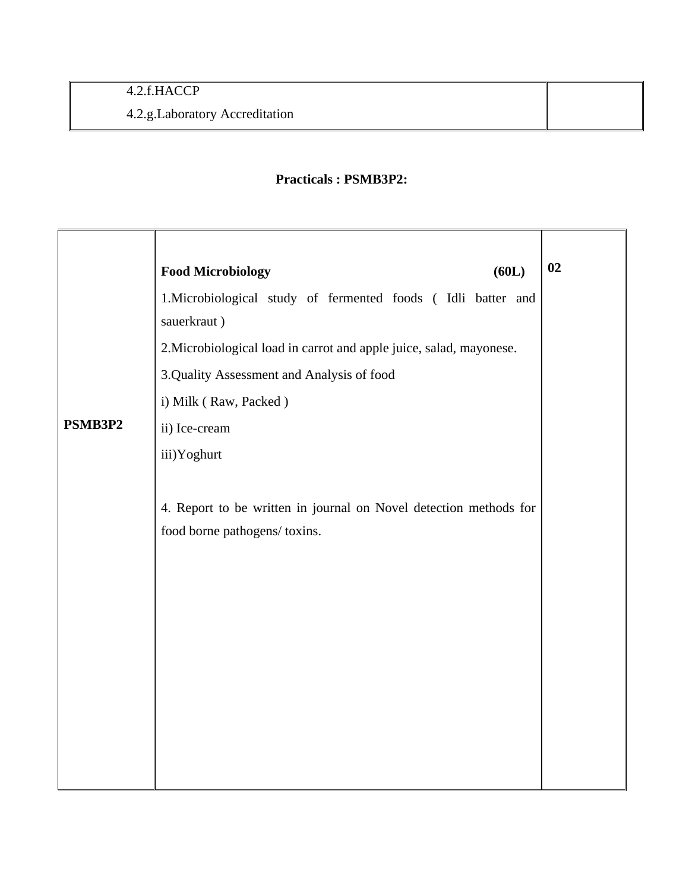| 4.2.f.HACCP<br>4.2.g.Laboratory Accreditation | |
|---|---|

**Practicals : PSMB3P2:**

| | | |
|---|---|---|
| **PSMB3P2** | **Food Microbiology** **(60L)**<br>1.Microbiological study of fermented foods ( Idli batter and sauerkraut )<br>2.Microbiological load in carrot and apple juice, salad, mayonese.<br>3.Quality Assessment and Analysis of food<br>i) Milk ( Raw, Packed )<br>ii) Ice-cream<br>iii)Yoghurt<br><br>4. Report to be written in journal on Novel detection methods for food borne pathogens/ toxins. | **02** |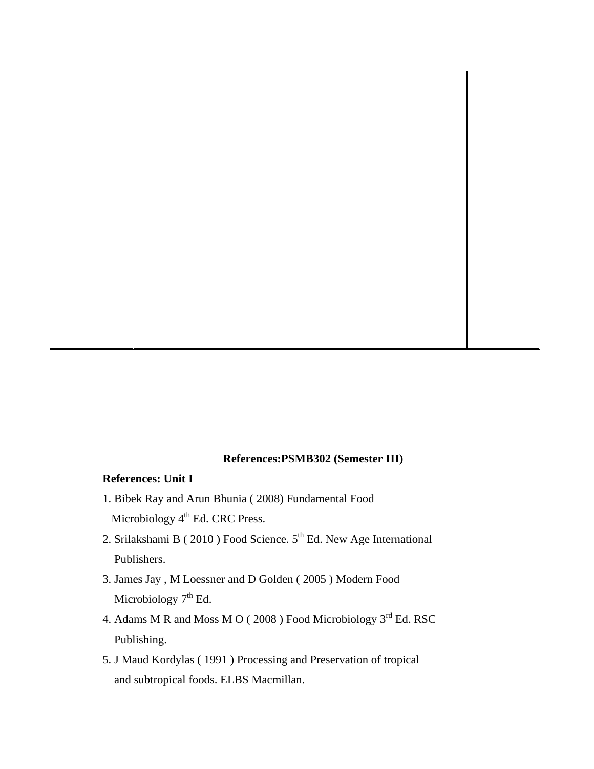| | | |
|---|---|---|
| | | |

**References:PSMB302 (Semester III)**

**References: Unit I**

1. Bibek Ray and Arun Bhunia ( 2008) Fundamental Food Microbiology 4th Ed. CRC Press.
2. Srilakshami B ( 2010 ) Food Science. 5th Ed. New Age International Publishers.
3. James Jay , M Loessner and D Golden ( 2005 ) Modern Food Microbiology 7th Ed.
4. Adams M R and Moss M O ( 2008 ) Food Microbiology 3rd Ed. RSC Publishing.
5. J Maud Kordylas ( 1991 ) Processing and Preservation of tropical and subtropical foods. ELBS Macmillan.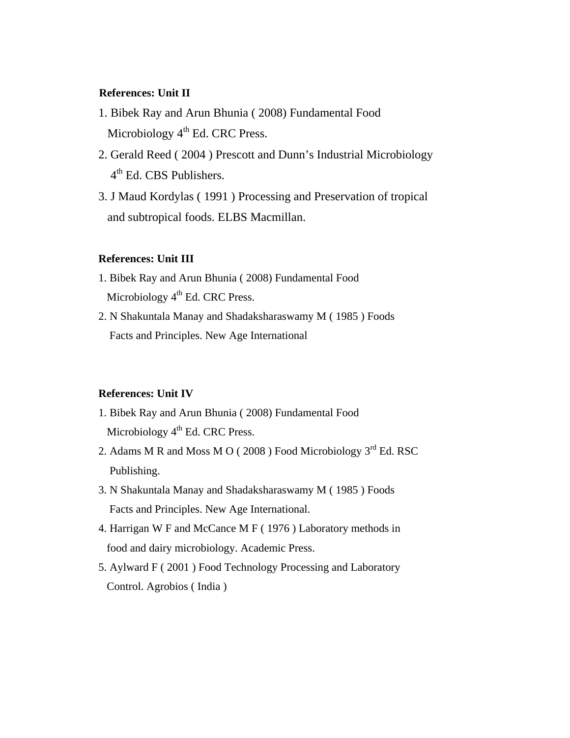**References: Unit II**

1. Bibek Ray and Arun Bhunia ( 2008) Fundamental Food Microbiology 4th Ed. CRC Press.
2. Gerald Reed ( 2004 ) Prescott and Dunn's Industrial Microbiology 4th Ed. CBS Publishers.
3. J Maud Kordylas ( 1991 ) Processing and Preservation of tropical and subtropical foods. ELBS Macmillan.

**References: Unit III**

1. Bibek Ray and Arun Bhunia ( 2008) Fundamental Food Microbiology 4th Ed. CRC Press.
2. N Shakuntala Manay and Shadaksharaswamy M ( 1985 ) Foods Facts and Principles. New Age International

**References: Unit IV**

1. Bibek Ray and Arun Bhunia ( 2008) Fundamental Food Microbiology 4th Ed. CRC Press.
2. Adams M R and Moss M O ( 2008 ) Food Microbiology 3rd Ed. RSC Publishing.
3. N Shakuntala Manay and Shadaksharaswamy M ( 1985 ) Foods Facts and Principles. New Age International.
4. Harrigan W F and McCance M F ( 1976 ) Laboratory methods in food and dairy microbiology. Academic Press.
5. Aylward F ( 2001 ) Food Technology Processing and Laboratory Control. Agrobios ( India )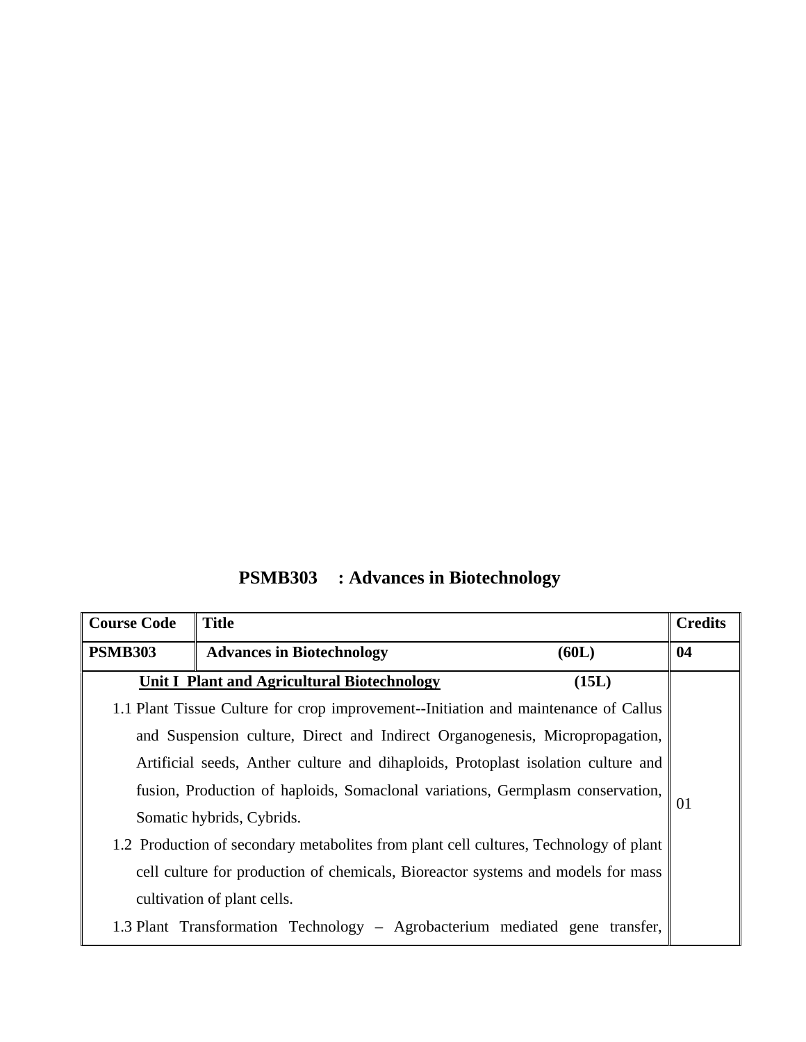## PSMB303 : Advances in Biotechnology

| Course Code | Title | Credits |
|---|---|---|
| **PSMB303** | **Advances in Biotechnology (60L)** | **04** |
| **Unit I Plant and Agricultural Biotechnology (15L)**<br>1.1 Plant Tissue Culture for crop improvement--Initiation and maintenance of Callus and Suspension culture, Direct and Indirect Organogenesis, Micropropagation, Artificial seeds, Anther culture and dihaploids, Protoplast isolation culture and fusion, Production of haploids, Somaclonal variations, Germplasm conservation, Somatic hybrids, Cybrids.<br>1.2 Production of secondary metabolites from plant cell cultures, Technology of plant cell culture for production of chemicals, Bioreactor systems and models for mass cultivation of plant cells.<br>1.3 Plant Transformation Technology – Agrobacterium mediated gene transfer, | | 01 |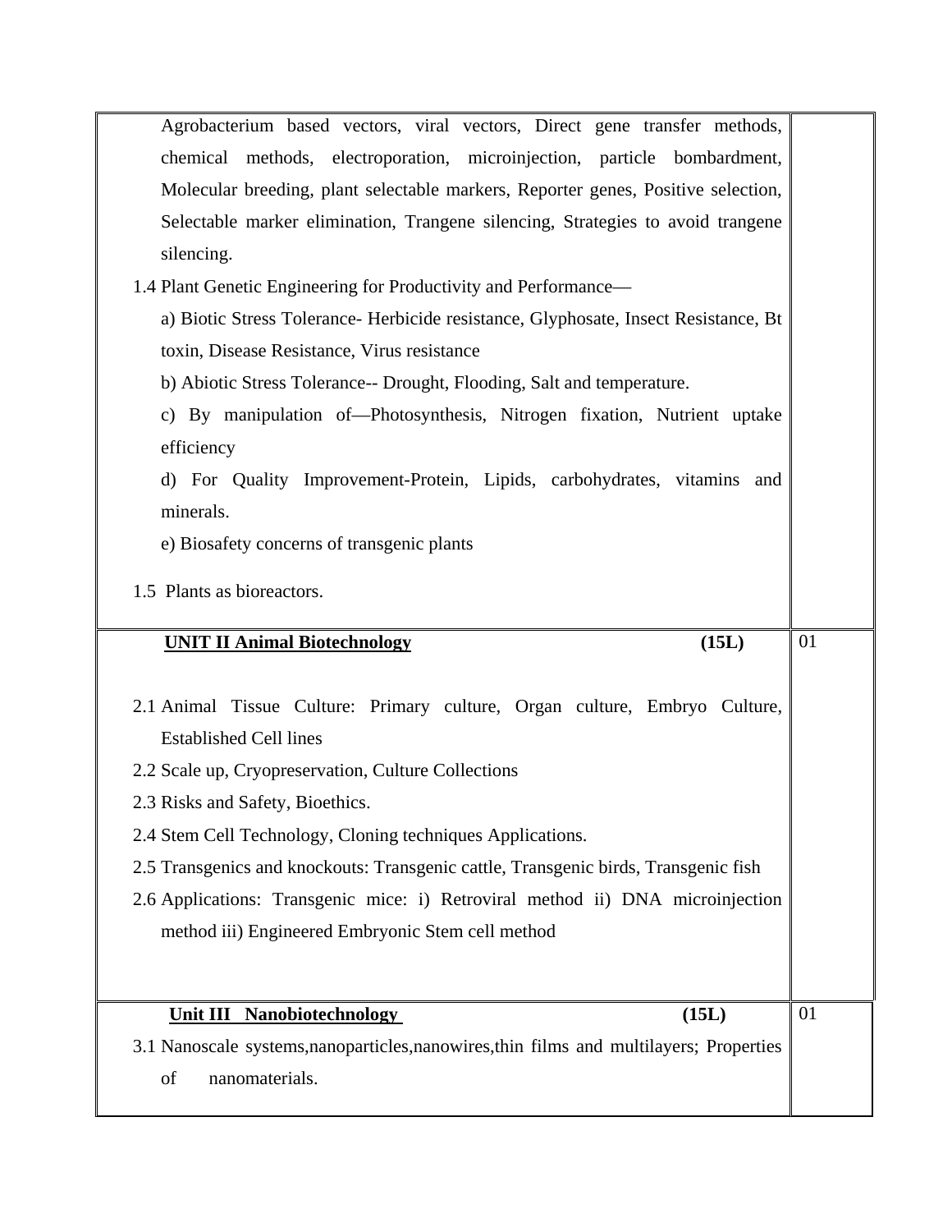| | |
|---|---|
| Agrobacterium based vectors, viral vectors, Direct gene transfer methods, chemical methods, electroporation, microinjection, particle bombardment, Molecular breeding, plant selectable markers, Reporter genes, Positive selection, Selectable marker elimination, Trangene silencing, Strategies to avoid trangene silencing.<br>1.4 Plant Genetic Engineering for Productivity and Performance—<br>a) Biotic Stress Tolerance- Herbicide resistance, Glyphosate, Insect Resistance, Bt toxin, Disease Resistance, Virus resistance<br>b) Abiotic Stress Tolerance-- Drought, Flooding, Salt and temperature.<br>c) By manipulation of—Photosynthesis, Nitrogen fixation, Nutrient uptake efficiency<br>d) For Quality Improvement-Protein, Lipids, carbohydrates, vitamins and minerals.<br>e) Biosafety concerns of transgenic plants<br>1.5 Plants as bioreactors. | |
| **UNIT II Animal Biotechnology (15L)**<br>2.1 Animal Tissue Culture: Primary culture, Organ culture, Embryo Culture, Established Cell lines<br>2.2 Scale up, Cryopreservation, Culture Collections<br>2.3 Risks and Safety, Bioethics.<br>2.4 Stem Cell Technology, Cloning techniques Applications.<br>2.5 Transgenics and knockouts: Transgenic cattle, Transgenic birds, Transgenic fish<br>2.6 Applications: Transgenic mice: i) Retroviral method ii) DNA microinjection method iii) Engineered Embryonic Stem cell method | 01 |
| **Unit III Nanobiotechnology (15L)**<br>3.1 Nanoscale systems,nanoparticles,nanowires,thin films and multilayers; Properties of nanomaterials. | 01 |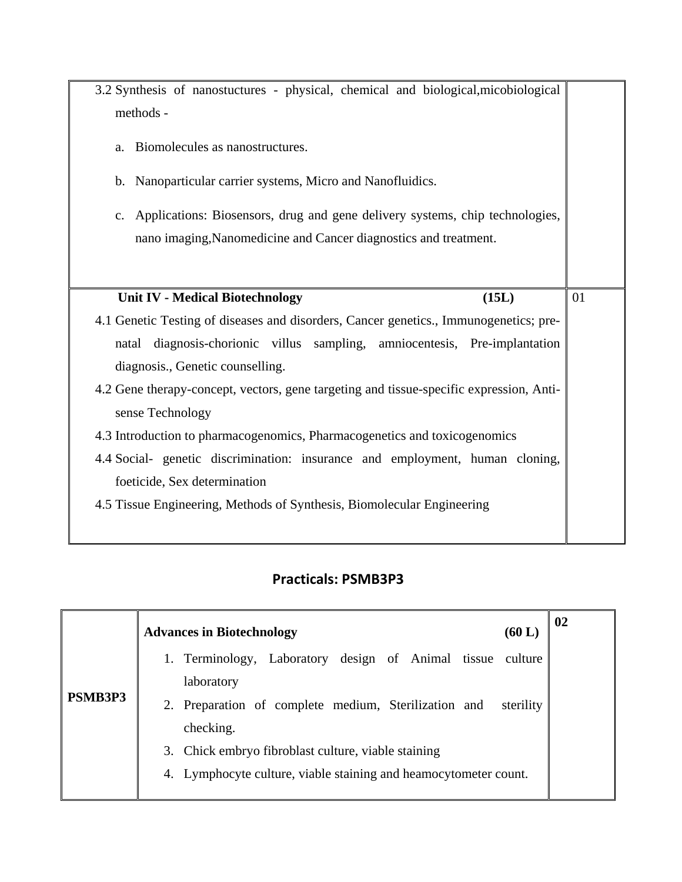| | |
|---|---|
| 3.2 Synthesis of nanostuctures - physical, chemical and biological,micobiological methods -<br><br>a. Biomolecules as nanostructures.<br><br>b. Nanoparticular carrier systems, Micro and Nanofluidics.<br><br>c. Applications: Biosensors, drug and gene delivery systems, chip technologies, nano imaging,Nanomedicine and Cancer diagnostics and treatment. | |
| **Unit IV - Medical Biotechnology (15L)**<br>4.1 Genetic Testing of diseases and disorders, Cancer genetics., Immunogenetics; pre-natal diagnosis-chorionic villus sampling, amniocentesis, Pre-implantation diagnosis., Genetic counselling.<br>4.2 Gene therapy-concept, vectors, gene targeting and tissue-specific expression, Anti-sense Technology<br>4.3 Introduction to pharmacogenomics, Pharmacogenetics and toxicogenomics<br>4.4 Social- genetic discrimination: insurance and employment, human cloning, foeticide, Sex determination<br>4.5 Tissue Engineering, Methods of Synthesis, Biomolecular Engineering | 01 |

## Practicals: PSMB3P3

| | | |
|---|---|---|
| **PSMB3P3** | **Advances in Biotechnology (60 L)**<br>1. Terminology, Laboratory design of Animal tissue culture laboratory<br>2. Preparation of complete medium, Sterilization and sterility checking.<br>3. Chick embryo fibroblast culture, viable staining<br>4. Lymphocyte culture, viable staining and heamocytometer count. | **02** |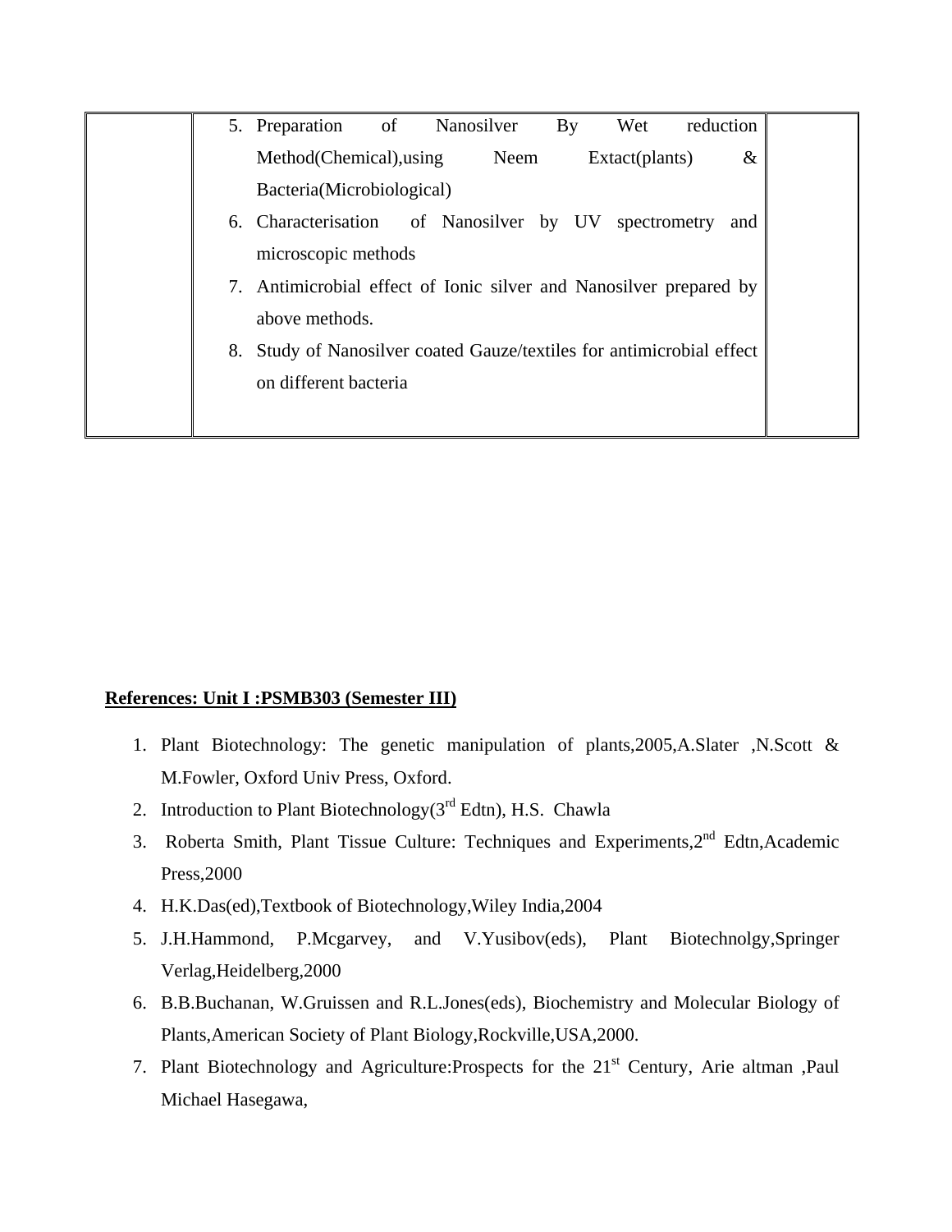|  | 5. Preparation of Nanosilver By Wet reduction Method(Chemical),using Neem Extact(plants) & Bacteria(Microbiological)<br>6. Characterisation of Nanosilver by UV spectrometry and microscopic methods<br>7. Antimicrobial effect of Ionic silver and Nanosilver prepared by above methods.<br>8. Study of Nanosilver coated Gauze/textiles for antimicrobial effect on different bacteria |  |
|---|---|---|

**References: Unit I :PSMB303 (Semester III)**

1. Plant Biotechnology: The genetic manipulation of plants,2005,A.Slater ,N.Scott & M.Fowler, Oxford Univ Press, Oxford.
2. Introduction to Plant Biotechnology(3rd Edtn), H.S. Chawla
3. Roberta Smith, Plant Tissue Culture: Techniques and Experiments,2nd Edtn,Academic Press,2000
4. H.K.Das(ed),Textbook of Biotechnology,Wiley India,2004
5. J.H.Hammond, P.Mcgarvey, and V.Yusibov(eds), Plant Biotechnolgy,Springer Verlag,Heidelberg,2000
6. B.B.Buchanan, W.Gruissen and R.L.Jones(eds), Biochemistry and Molecular Biology of Plants,American Society of Plant Biology,Rockville,USA,2000.
7. Plant Biotechnology and Agriculture:Prospects for the 21st Century, Arie altman ,Paul Michael Hasegawa,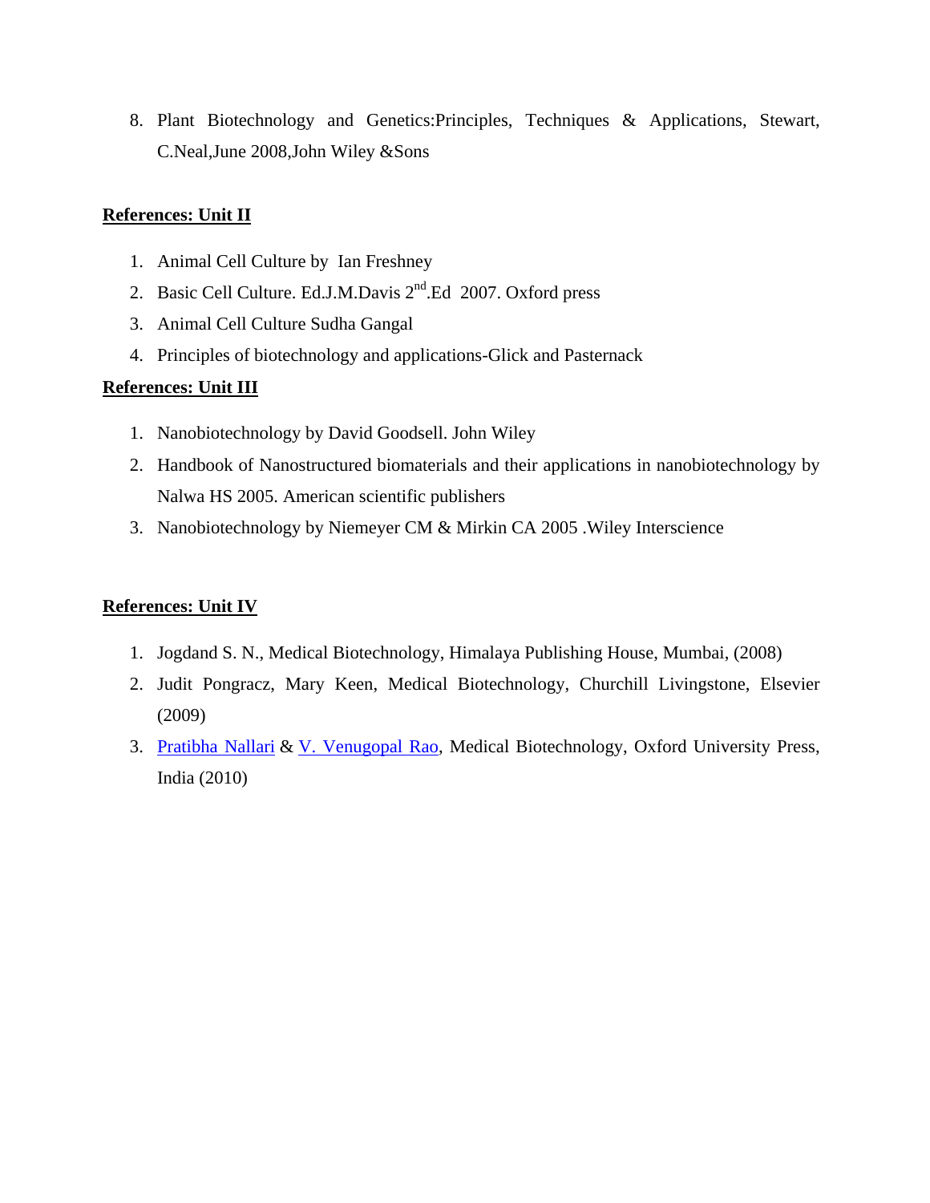8. Plant Biotechnology and Genetics:Principles, Techniques & Applications, Stewart, C.Neal,June 2008,John Wiley &Sons

**References: Unit II**

1. Animal Cell Culture by Ian Freshney
2. Basic Cell Culture. Ed.J.M.Davis 2nd.Ed 2007. Oxford press
3. Animal Cell Culture Sudha Gangal
4. Principles of biotechnology and applications-Glick and Pasternack

**References: Unit III**

1. Nanobiotechnology by David Goodsell. John Wiley
2. Handbook of Nanostructured biomaterials and their applications in nanobiotechnology by Nalwa HS 2005. American scientific publishers
3. Nanobiotechnology by Niemeyer CM & Mirkin CA 2005 .Wiley Interscience

**References: Unit IV**

1. Jogdand S. N., Medical Biotechnology, Himalaya Publishing House, Mumbai, (2008)
2. Judit Pongracz, Mary Keen, Medical Biotechnology, Churchill Livingstone, Elsevier (2009)
3. Pratibha Nallari & V. Venugopal Rao, Medical Biotechnology, Oxford University Press, India (2010)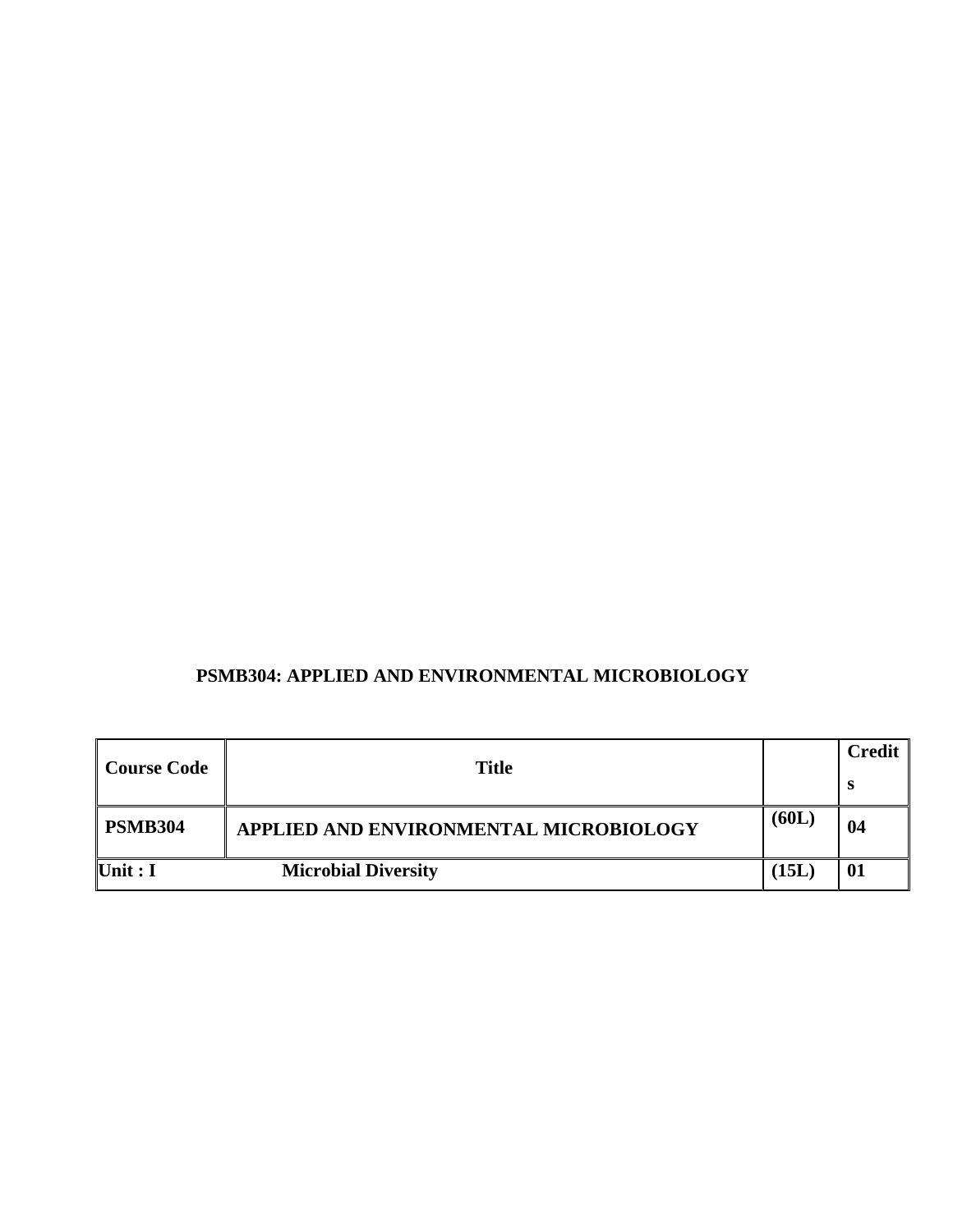## PSMB304: APPLIED AND ENVIRONMENTAL MICROBIOLOGY

| Course Code | Title | | Credits |
|---|---|---|---|
| **PSMB304** | **APPLIED AND ENVIRONMENTAL MICROBIOLOGY** | **(60L)** | **04** |
| **Unit : I** | **Microbial Diversity** | **(15L)** | **01** |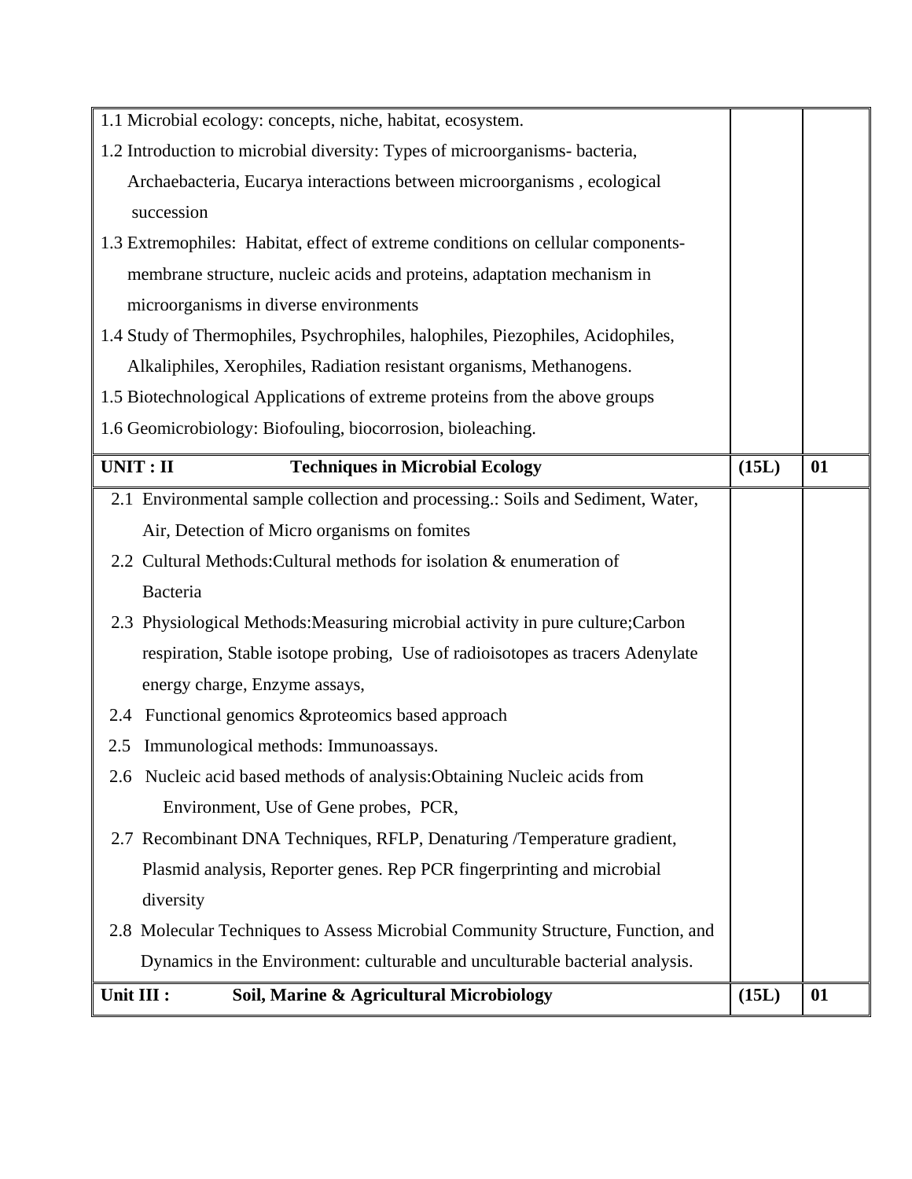| | | |
|---|---|---|
| 1.1 Microbial ecology: concepts, niche, habitat, ecosystem.<br>1.2 Introduction to microbial diversity: Types of microorganisms- bacteria, Archaebacteria, Eucarya interactions between microorganisms , ecological succession<br>1.3 Extremophiles: Habitat, effect of extreme conditions on cellular components- membrane structure, nucleic acids and proteins, adaptation mechanism in microorganisms in diverse environments<br>1.4 Study of Thermophiles, Psychrophiles, halophiles, Piezophiles, Acidophiles, Alkaliphiles, Xerophiles, Radiation resistant organisms, Methanogens.<br>1.5 Biotechnological Applications of extreme proteins from the above groups<br>1.6 Geomicrobiology: Biofouling, biocorrosion, bioleaching. | | |
| **UNIT : II Techniques in Microbial Ecology** | **(15L)** | **01** |
| 2.1 Environmental sample collection and processing.: Soils and Sediment, Water, Air, Detection of Micro organisms on fomites<br>2.2 Cultural Methods:Cultural methods for isolation & enumeration of Bacteria<br>2.3 Physiological Methods:Measuring microbial activity in pure culture;Carbon respiration, Stable isotope probing, Use of radioisotopes as tracers Adenylate energy charge, Enzyme assays,<br>2.4 Functional genomics &proteomics based approach<br>2.5 Immunological methods: Immunoassays.<br>2.6 Nucleic acid based methods of analysis:Obtaining Nucleic acids from Environment, Use of Gene probes, PCR,<br>2.7 Recombinant DNA Techniques, RFLP, Denaturing /Temperature gradient, Plasmid analysis, Reporter genes. Rep PCR fingerprinting and microbial diversity<br>2.8 Molecular Techniques to Assess Microbial Community Structure, Function, and Dynamics in the Environment: culturable and unculturable bacterial analysis. | | |
| **Unit III : Soil, Marine & Agricultural Microbiology** | **(15L)** | **01** |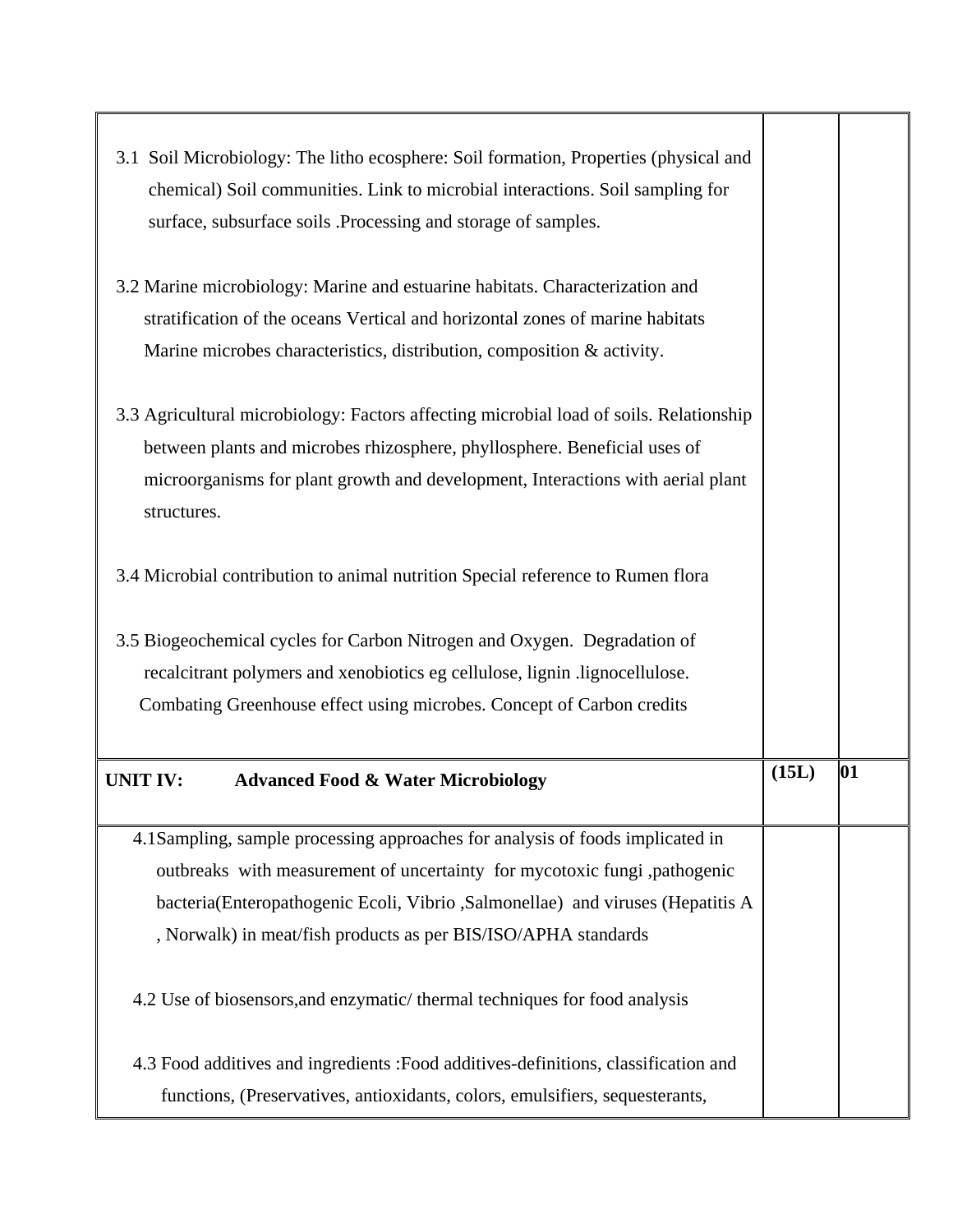| | | |
|---|---|---|
| 3.1 Soil Microbiology: The litho ecosphere: Soil formation, Properties (physical and chemical) Soil communities. Link to microbial interactions. Soil sampling for surface, subsurface soils .Processing and storage of samples.<br><br>3.2 Marine microbiology: Marine and estuarine habitats. Characterization and stratification of the oceans Vertical and horizontal zones of marine habitats Marine microbes characteristics, distribution, composition & activity.<br><br>3.3 Agricultural microbiology: Factors affecting microbial load of soils. Relationship between plants and microbes rhizosphere, phyllosphere. Beneficial uses of microorganisms for plant growth and development, Interactions with aerial plant structures.<br><br>3.4 Microbial contribution to animal nutrition Special reference to Rumen flora<br><br>3.5 Biogeochemical cycles for Carbon Nitrogen and Oxygen. Degradation of recalcitrant polymers and xenobiotics eg cellulose, lignin .lignocellulose. Combating Greenhouse effect using microbes. Concept of Carbon credits | | |
| **UNIT IV: Advanced Food & Water Microbiology** | **(15L)** | **01** |
| 4.1Sampling, sample processing approaches for analysis of foods implicated in outbreaks with measurement of uncertainty for mycotoxic fungi ,pathogenic bacteria(Enteropathogenic Ecoli, Vibrio ,Salmonellae) and viruses (Hepatitis A , Norwalk) in meat/fish products as per BIS/ISO/APHA standards<br><br>4.2 Use of biosensors,and enzymatic/ thermal techniques for food analysis<br><br>4.3 Food additives and ingredients :Food additives-definitions, classification and functions, (Preservatives, antioxidants, colors, emulsifiers, sequesterants, | | |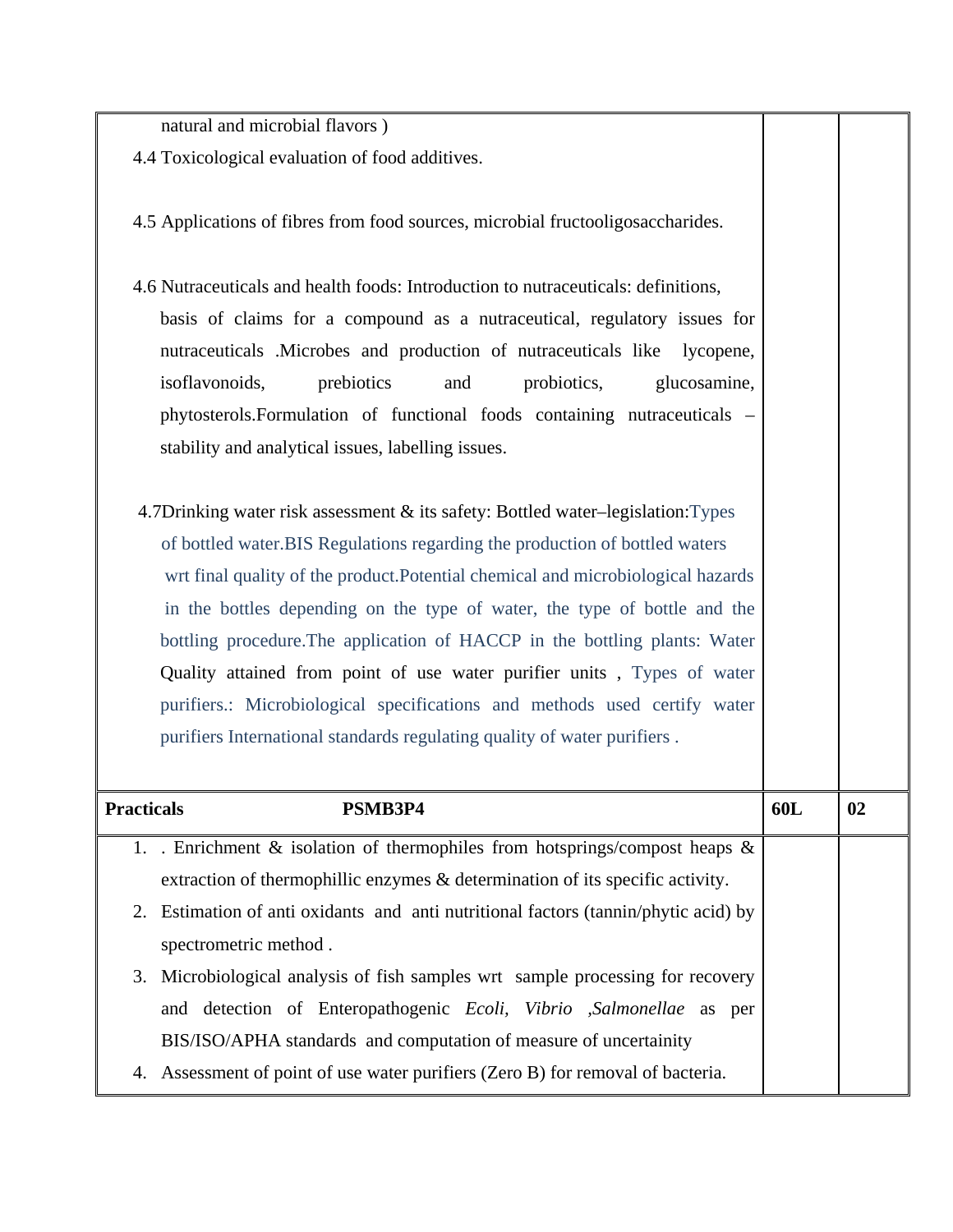| | | |
|---|---|---|
| natural and microbial flavors )<br>4.4 Toxicological evaluation of food additives.<br><br>4.5 Applications of fibres from food sources, microbial fructooligosaccharides.<br><br>4.6 Nutraceuticals and health foods: Introduction to nutraceuticals: definitions, basis of claims for a compound as a nutraceutical, regulatory issues for nutraceuticals .Microbes and production of nutraceuticals like lycopene, isoflavonoids, prebiotics and probiotics, glucosamine, phytosterols.Formulation of functional foods containing nutraceuticals – stability and analytical issues, labelling issues.<br><br>4.7Drinking water risk assessment & its safety: Bottled water–legislation:Types of bottled water.BIS Regulations regarding the production of bottled waters wrt final quality of the product.Potential chemical and microbiological hazards in the bottles depending on the type of water, the type of bottle and the bottling procedure.The application of HACCP in the bottling plants: Water Quality attained from point of use water purifier units , Types of water purifiers.: Microbiological specifications and methods used certify water purifiers International standards regulating quality of water purifiers . | | |
| **Practicals PSMB3P4** | **60L** | **02** |
| 1. . Enrichment & isolation of thermophiles from hotsprings/compost heaps & extraction of thermophillic enzymes & determination of its specific activity.<br>2. Estimation of anti oxidants and anti nutritional factors (tannin/phytic acid) by spectrometric method .<br>3. Microbiological analysis of fish samples wrt sample processing for recovery and detection of Enteropathogenic *Ecoli, Vibrio ,Salmonellae* as per BIS/ISO/APHA standards and computation of measure of uncertainity<br>4. Assessment of point of use water purifiers (Zero B) for removal of bacteria. | | |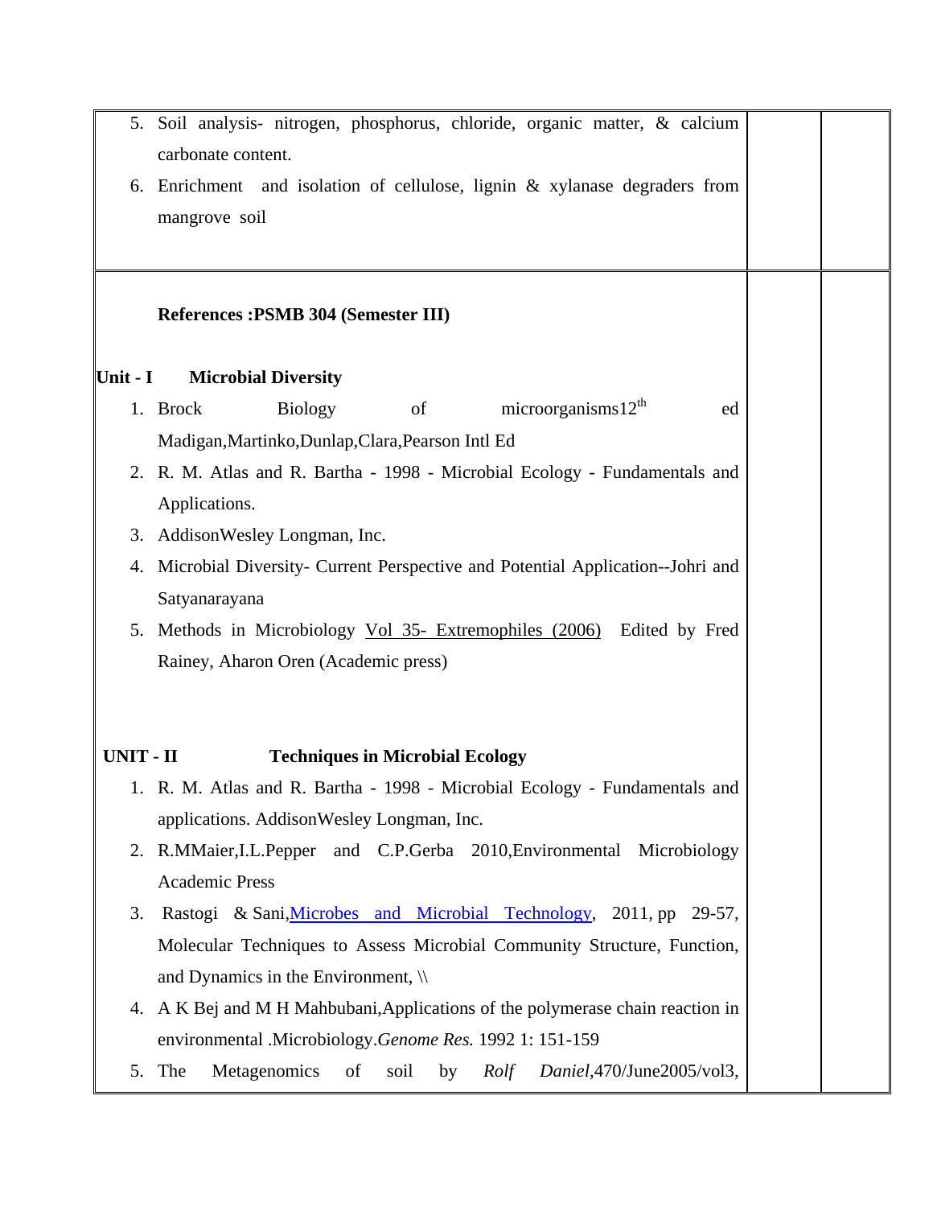5. Soil analysis- nitrogen, phosphorus, chloride, organic matter, & calcium carbonate content.
6. Enrichment and isolation of cellulose, lignin & xylanase degraders from mangrove soil

**References :PSMB 304 (Semester III)**

**Unit - I Microbial Diversity**

1. Brock Biology of microorganisms12th ed Madigan,Martinko,Dunlap,Clara,Pearson Intl Ed
2. R. M. Atlas and R. Bartha - 1998 - Microbial Ecology - Fundamentals and Applications.
3. AddisonWesley Longman, Inc.
4. Microbial Diversity- Current Perspective and Potential Application--Johri and Satyanarayana
5. Methods in Microbiology Vol 35- Extremophiles (2006) Edited by Fred Rainey, Aharon Oren (Academic press)

**UNIT - II Techniques in Microbial Ecology**

1. R. M. Atlas and R. Bartha - 1998 - Microbial Ecology - Fundamentals and applications. AddisonWesley Longman, Inc.
2. R.MMaier,I.L.Pepper and C.P.Gerba 2010,Environmental Microbiology Academic Press
3. Rastogi & Sani,Microbes and Microbial Technology, 2011, pp 29-57, Molecular Techniques to Assess Microbial Community Structure, Function, and Dynamics in the Environment, \\
4. A K Bej and M H Mahbubani,Applications of the polymerase chain reaction in environmental .Microbiology.*Genome Res.* 1992 1: 151-159
5. The Metagenomics of soil by *Rolf Daniel*,470/June2005/vol3,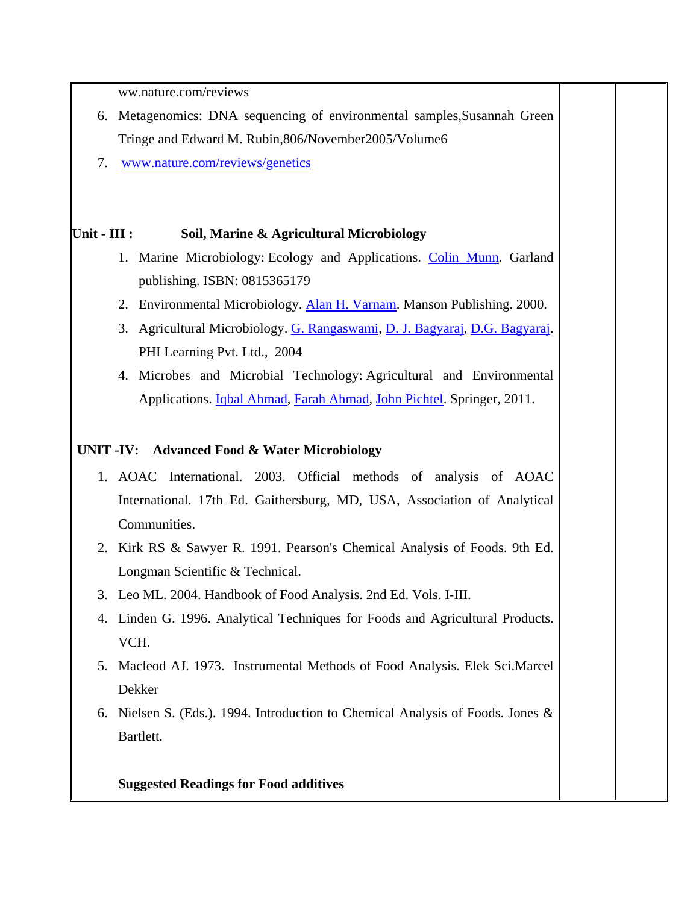ww.nature.com/reviews

6. Metagenomics: DNA sequencing of environmental samples,Susannah Green Tringe and Edward M. Rubin,806/November2005/Volume6
7. www.nature.com/reviews/genetics

**Unit - III : Soil, Marine & Agricultural Microbiology**

1. Marine Microbiology: Ecology and Applications. Colin Munn. Garland publishing. ISBN: 0815365179
2. Environmental Microbiology. Alan H. Varnam. Manson Publishing. 2000.
3. Agricultural Microbiology. G. Rangaswami, D. J. Bagyaraj, D.G. Bagyaraj. PHI Learning Pvt. Ltd., 2004
4. Microbes and Microbial Technology: Agricultural and Environmental Applications. Iqbal Ahmad, Farah Ahmad, John Pichtel. Springer, 2011.

**UNIT -IV: Advanced Food & Water Microbiology**

1. AOAC International. 2003. Official methods of analysis of AOAC International. 17th Ed. Gaithersburg, MD, USA, Association of Analytical Communities.
2. Kirk RS & Sawyer R. 1991. Pearson's Chemical Analysis of Foods. 9th Ed. Longman Scientific & Technical.
3. Leo ML. 2004. Handbook of Food Analysis. 2nd Ed. Vols. I-III.
4. Linden G. 1996. Analytical Techniques for Foods and Agricultural Products. VCH.
5. Macleod AJ. 1973. Instrumental Methods of Food Analysis. Elek Sci.Marcel Dekker
6. Nielsen S. (Eds.). 1994. Introduction to Chemical Analysis of Foods. Jones & Bartlett.

**Suggested Readings for Food additives**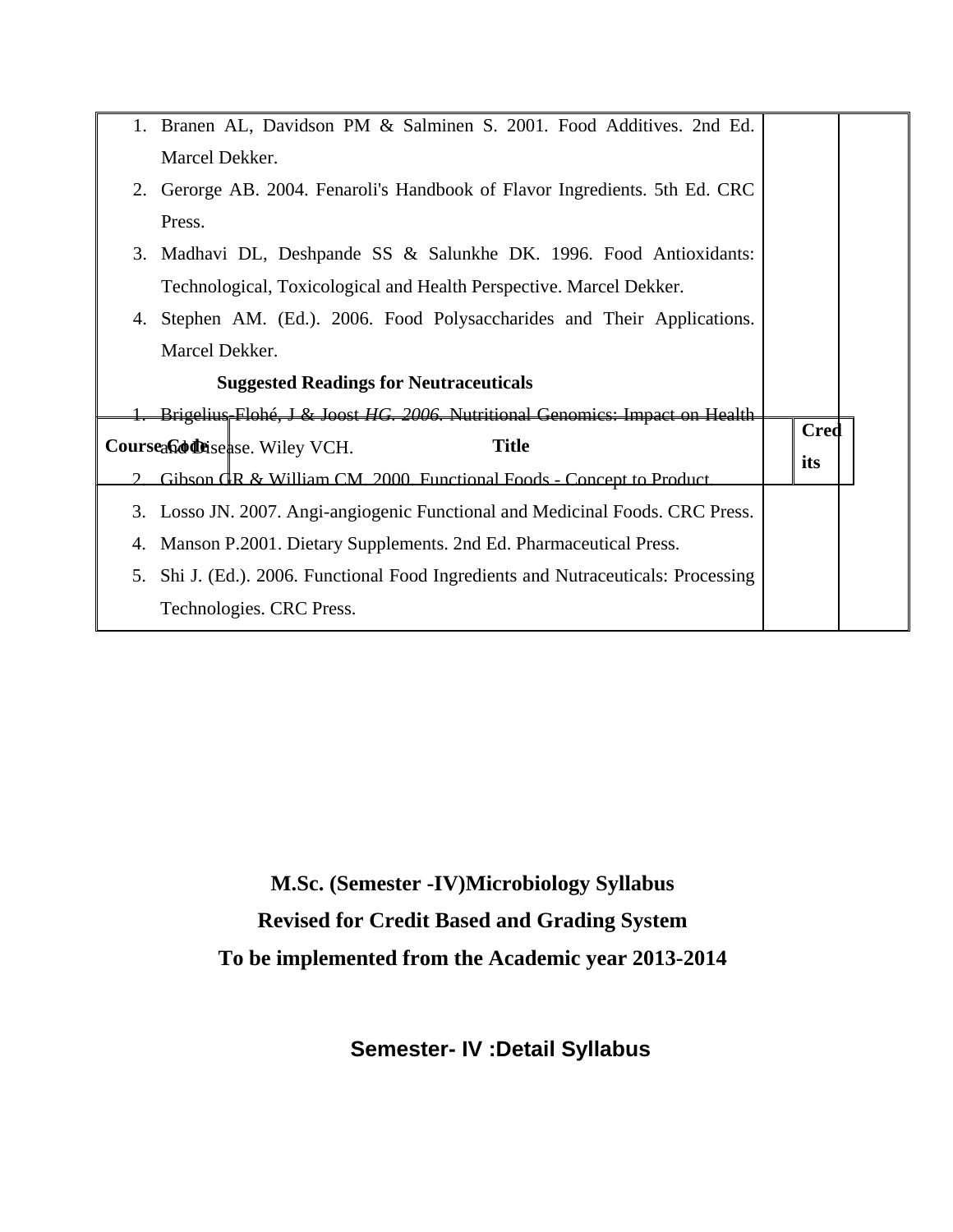| | | |
|---|---|---|
| 1. Branen AL, Davidson PM & Salminen S. 2001. Food Additives. 2nd Ed. Marcel Dekker.<br>2. Gerorge AB. 2004. Fenaroli's Handbook of Flavor Ingredients. 5th Ed. CRC Press.<br>3. Madhavi DL, Deshpande SS & Salunkhe DK. 1996. Food Antioxidants: Technological, Toxicological and Health Perspective. Marcel Dekker.<br>4. Stephen AM. (Ed.). 2006. Food Polysaccharides and Their Applications. Marcel Dekker.<br>**Suggested Readings for Neutraceuticals**<br>1. Brigelius-Flohé, J & Joost *HG. 2006*. Nutritional Genomics: Impact on Health and Disease. Wiley VCH.<br>2. Gibson GR & William CM. 2000. Functional Foods - Concept to Product.<br>3. Losso JN. 2007. Angi-angiogenic Functional and Medicinal Foods. CRC Press.<br>4. Manson P.2001. Dietary Supplements. 2nd Ed. Pharmaceutical Press.<br>5. Shi J. (Ed.). 2006. Functional Food Ingredients and Nutraceuticals: Processing Technologies. CRC Press. | | |

| Course Code | Title | Credits |
|---|---|---|

**M.Sc. (Semester -IV)Microbiology Syllabus**

**Revised for Credit Based and Grading System**

**To be implemented from the Academic year 2013-2014**

## Semester- IV :Detail Syllabus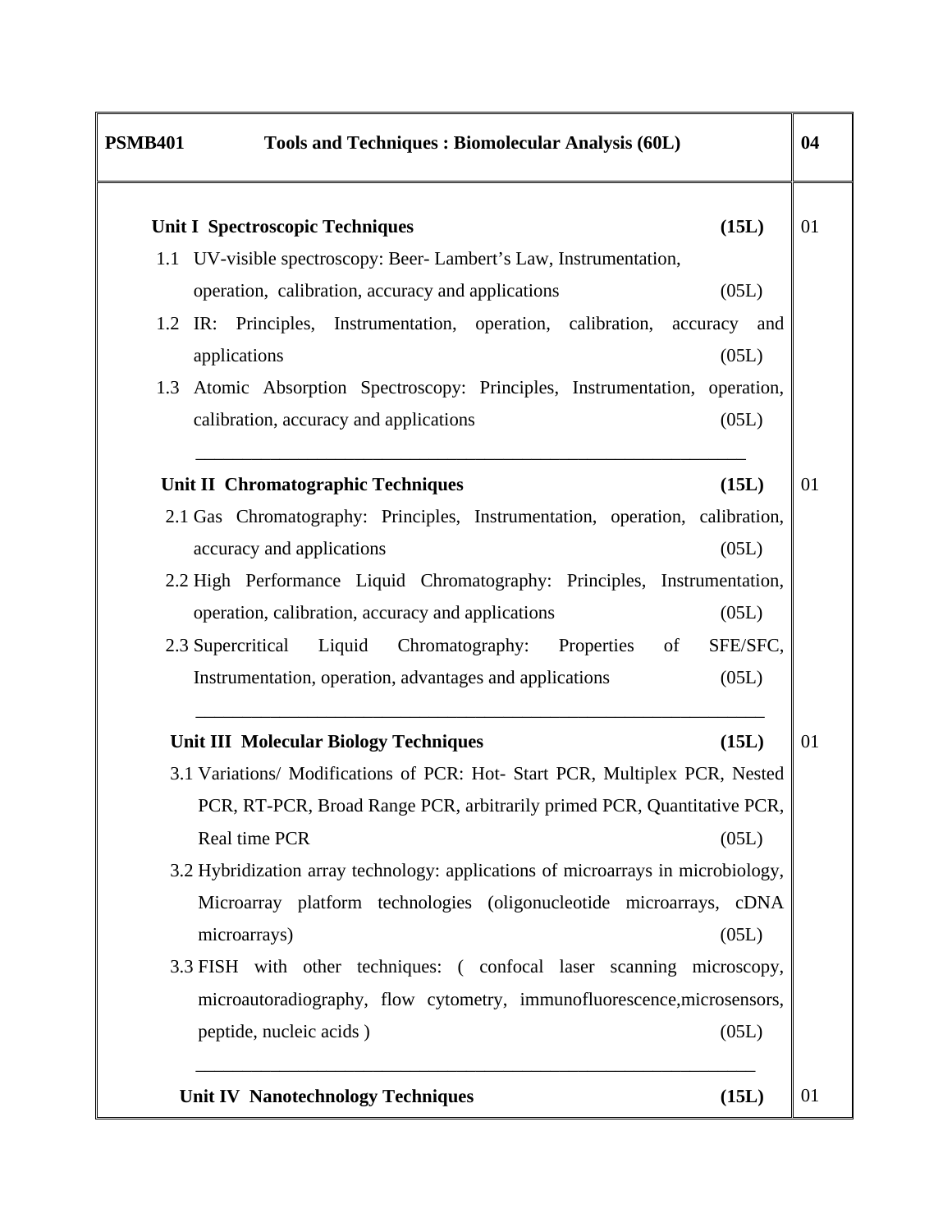| PSMB401 Tools and Techniques : Biomolecular Analysis (60L) | 04 |
|---|---|
| **Unit I Spectroscopic Techniques (15L)**<br>1.1 UV-visible spectroscopy: Beer- Lambert's Law, Instrumentation, operation, calibration, accuracy and applications (05L)<br>1.2 IR: Principles, Instrumentation, operation, calibration, accuracy and applications (05L)<br>1.3 Atomic Absorption Spectroscopy: Principles, Instrumentation, operation, calibration, accuracy and applications (05L) | 01 |
| **Unit II Chromatographic Techniques (15L)**<br>2.1 Gas Chromatography: Principles, Instrumentation, operation, calibration, accuracy and applications (05L)<br>2.2 High Performance Liquid Chromatography: Principles, Instrumentation, operation, calibration, accuracy and applications (05L)<br>2.3 Supercritical Liquid Chromatography: Properties of SFE/SFC, Instrumentation, operation, advantages and applications (05L) | 01 |
| **Unit III Molecular Biology Techniques (15L)**<br>3.1 Variations/ Modifications of PCR: Hot- Start PCR, Multiplex PCR, Nested PCR, RT-PCR, Broad Range PCR, arbitrarily primed PCR, Quantitative PCR, Real time PCR (05L)<br>3.2 Hybridization array technology: applications of microarrays in microbiology, Microarray platform technologies (oligonucleotide microarrays, cDNA microarrays) (05L)<br>3.3 FISH with other techniques: ( confocal laser scanning microscopy, microautoradiography, flow cytometry, immunofluorescence,microsensors, peptide, nucleic acids ) (05L) | 01 |
| **Unit IV Nanotechnology Techniques (15L)** | 01 |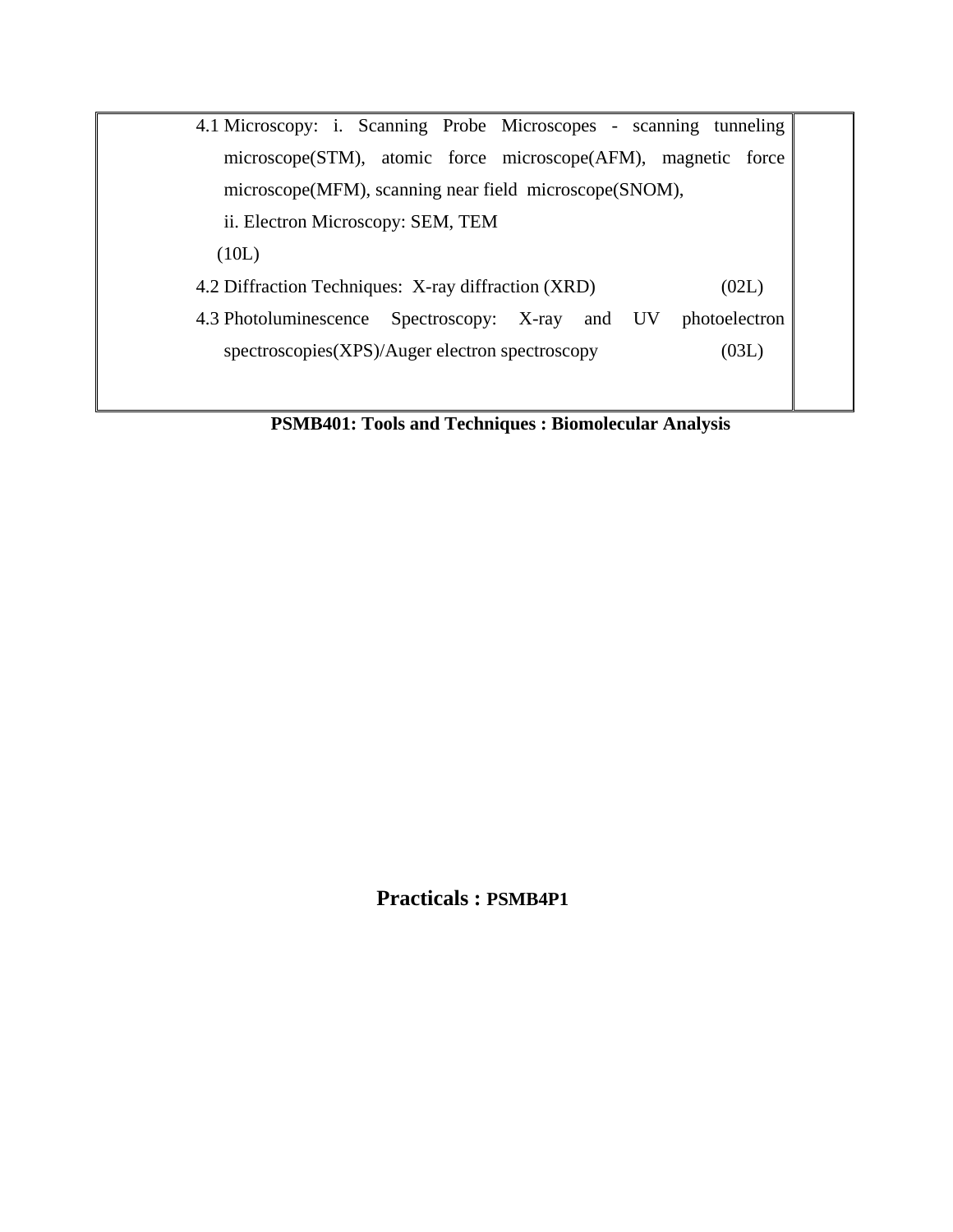| 4.1 Microscopy: i. Scanning Probe Microscopes - scanning tunneling microscope(STM), atomic force microscope(AFM), magnetic force microscope(MFM), scanning near field microscope(SNOM),<br>ii. Electron Microscopy: SEM, TEM<br>(10L)<br>4.2 Diffraction Techniques: X-ray diffraction (XRD) (02L)<br>4.3 Photoluminescence Spectroscopy: X-ray and UV photoelectron spectroscopies(XPS)/Auger electron spectroscopy (03L) | |
|---|---|

**PSMB401: Tools and Techniques : Biomolecular Analysis**

## Practicals : PSMB4P1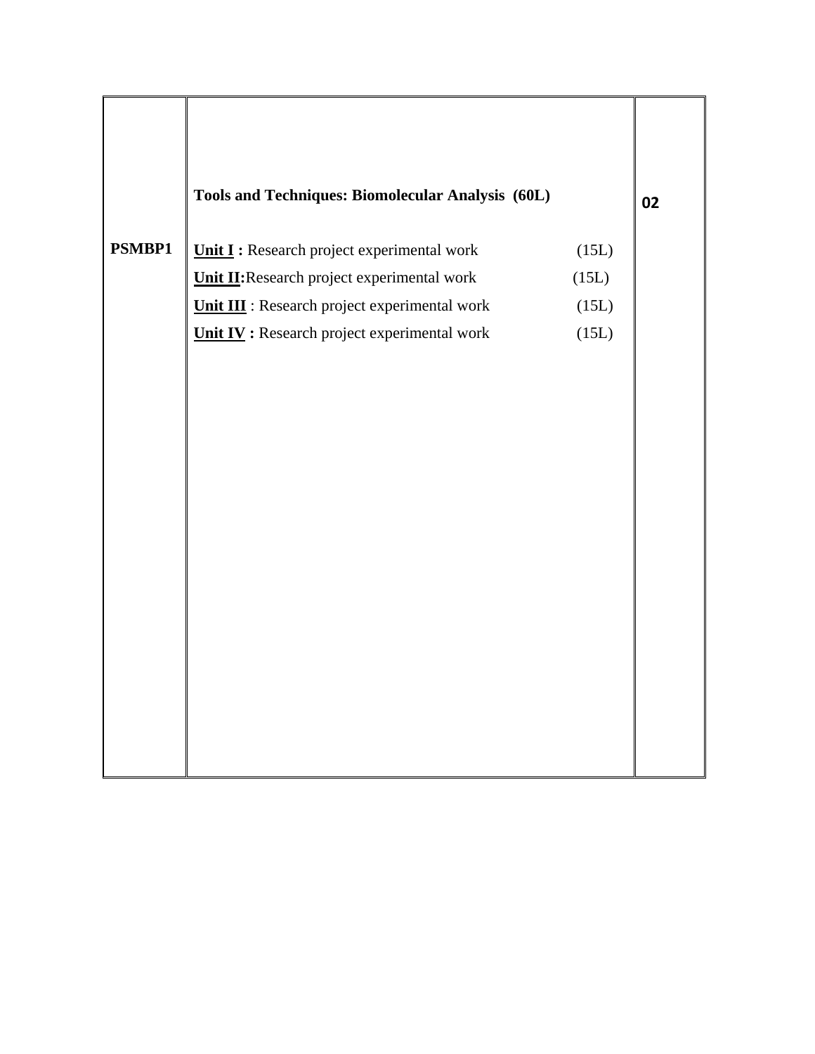| PSMBP1 | **Tools and Techniques: Biomolecular Analysis (60L)**<br><br>**Unit I :** Research project experimental work (15L)<br>**Unit II:** Research project experimental work (15L)<br>**Unit III** : Research project experimental work (15L)<br>**Unit IV :** Research project experimental work (15L) | **02** |
|---|---|---|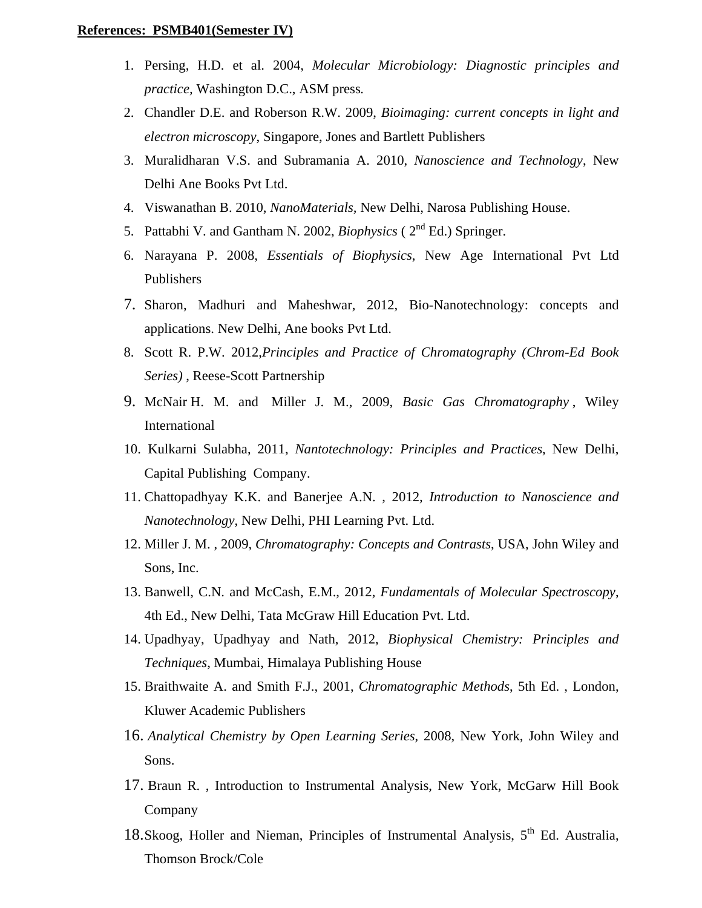**References: PSMB401(Semester IV)**

1. Persing, H.D. et al. 2004, *Molecular Microbiology: Diagnostic principles and practice*, Washington D.C., ASM press.
2. Chandler D.E. and Roberson R.W. 2009, *Bioimaging: current concepts in light and electron microscopy*, Singapore, Jones and Bartlett Publishers
3. Muralidharan V.S. and Subramania A. 2010, *Nanoscience and Technology*, New Delhi Ane Books Pvt Ltd.
4. Viswanathan B. 2010, *NanoMaterials*, New Delhi, Narosa Publishing House.
5. Pattabhi V. and Gantham N. 2002, *Biophysics* ( 2nd Ed.) Springer.
6. Narayana P. 2008, *Essentials of Biophysics*, New Age International Pvt Ltd Publishers
7. Sharon, Madhuri and Maheshwar, 2012, Bio-Nanotechnology: concepts and applications. New Delhi, Ane books Pvt Ltd.
8. Scott R. P.W. 2012,*Principles and Practice of Chromatography (Chrom-Ed Book Series)* , Reese-Scott Partnership
9. McNair H. M. and Miller J. M., 2009, *Basic Gas Chromatography* , Wiley International
10. Kulkarni Sulabha, 2011, *Nantotechnology: Principles and Practices*, New Delhi, Capital Publishing Company.
11. Chattopadhyay K.K. and Banerjee A.N. , 2012, *Introduction to Nanoscience and Nanotechnology*, New Delhi, PHI Learning Pvt. Ltd.
12. Miller J. M. , 2009, *Chromatography: Concepts and Contrasts*, USA, John Wiley and Sons, Inc.
13. Banwell, C.N. and McCash, E.M., 2012, *Fundamentals of Molecular Spectroscopy*, 4th Ed., New Delhi, Tata McGraw Hill Education Pvt. Ltd.
14. Upadhyay, Upadhyay and Nath, 2012, *Biophysical Chemistry: Principles and Techniques*, Mumbai, Himalaya Publishing House
15. Braithwaite A. and Smith F.J., 2001, *Chromatographic Methods*, 5th Ed. , London, Kluwer Academic Publishers
16. *Analytical Chemistry by Open Learning Series*, 2008, New York, John Wiley and Sons.
17. Braun R. , Introduction to Instrumental Analysis, New York, McGarw Hill Book Company
18. Skoog, Holler and Nieman, Principles of Instrumental Analysis, 5th Ed. Australia, Thomson Brock/Cole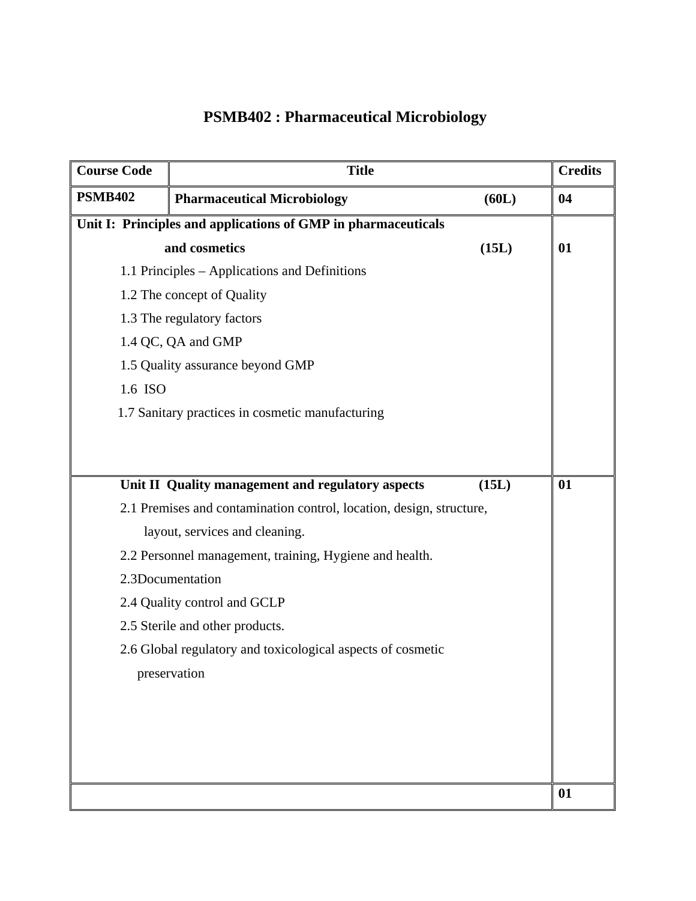# PSMB402 : Pharmaceutical Microbiology

| Course Code | Title | Credits |
|---|---|---|
| **PSMB402** | **Pharmaceutical Microbiology (60L)** | **04** |
| **Unit I: Principles and applications of GMP in pharmaceuticals and cosmetics (15L)**<br>1.1 Principles – Applications and Definitions<br>1.2 The concept of Quality<br>1.3 The regulatory factors<br>1.4 QC, QA and GMP<br>1.5 Quality assurance beyond GMP<br>1.6 ISO<br>1.7 Sanitary practices in cosmetic manufacturing | | **01** |
| **Unit II Quality management and regulatory aspects (15L)**<br>2.1 Premises and contamination control, location, design, structure, layout, services and cleaning.<br>2.2 Personnel management, training, Hygiene and health.<br>2.3Documentation<br>2.4 Quality control and GCLP<br>2.5 Sterile and other products.<br>2.6 Global regulatory and toxicological aspects of cosmetic preservation | | **01** |
| | | **01** |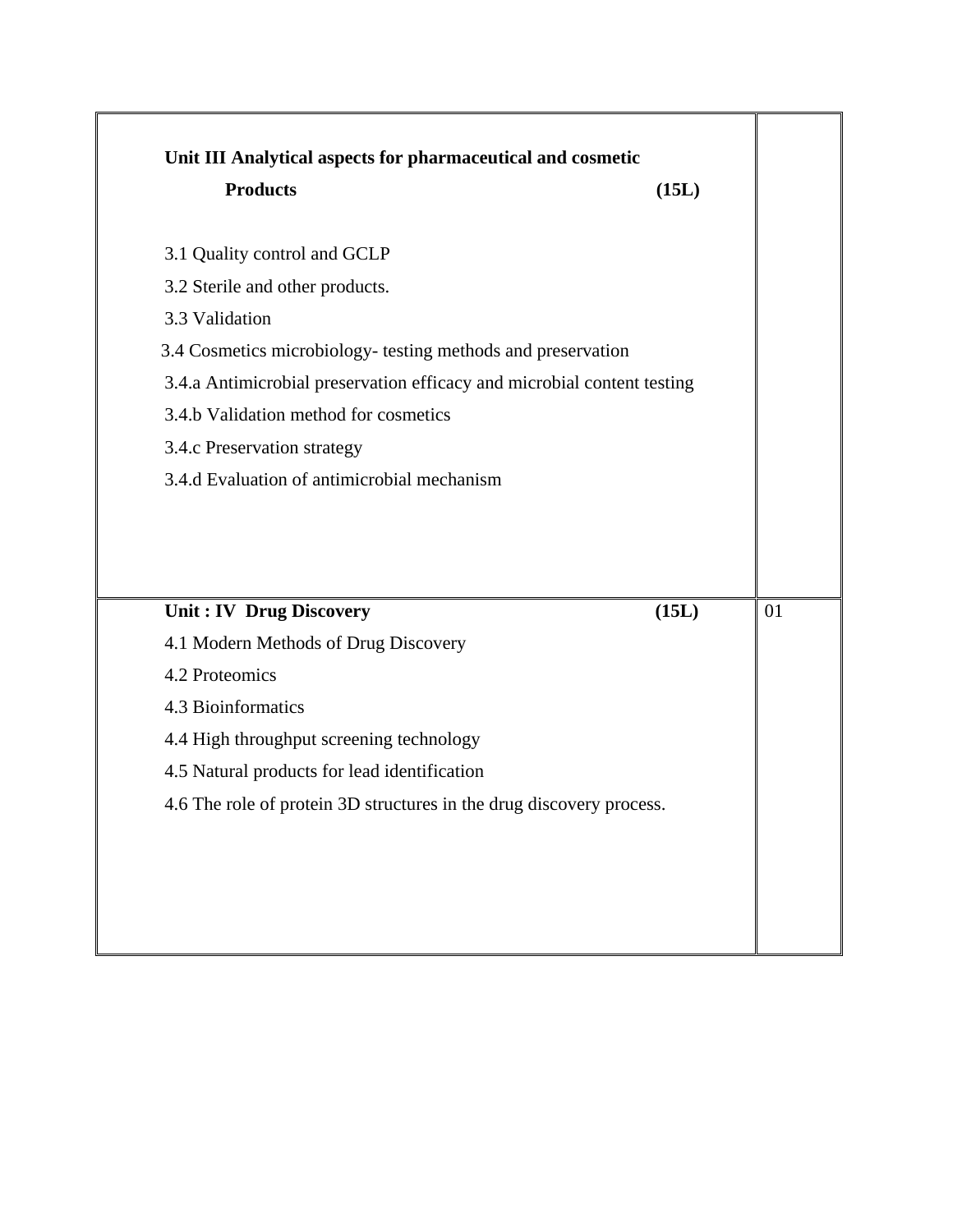| | |
|---|---|
| **Unit III Analytical aspects for pharmaceutical and cosmetic Products (15L)**<br><br>3.1 Quality control and GCLP<br>3.2 Sterile and other products.<br>3.3 Validation<br>3.4 Cosmetics microbiology- testing methods and preservation<br>3.4.a Antimicrobial preservation efficacy and microbial content testing<br>3.4.b Validation method for cosmetics<br>3.4.c Preservation strategy<br>3.4.d Evaluation of antimicrobial mechanism | |
| **Unit : IV Drug Discovery (15L)**<br>4.1 Modern Methods of Drug Discovery<br>4.2 Proteomics<br>4.3 Bioinformatics<br>4.4 High throughput screening technology<br>4.5 Natural products for lead identification<br>4.6 The role of protein 3D structures in the drug discovery process. | 01 |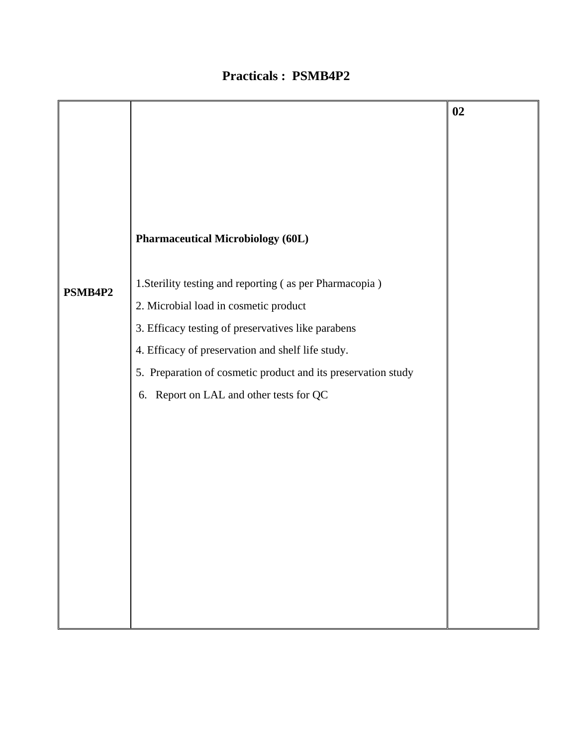# Practicals : PSMB4P2

| | | |
|---|---|---|
| **PSMB4P2** | **Pharmaceutical Microbiology (60L)**<br><br>1.Sterility testing and reporting ( as per Pharmacopia )<br>2. Microbial load in cosmetic product<br>3. Efficacy testing of preservatives like parabens<br>4. Efficacy of preservation and shelf life study.<br>5. Preparation of cosmetic product and its preservation study<br>6. Report on LAL and other tests for QC | **02** |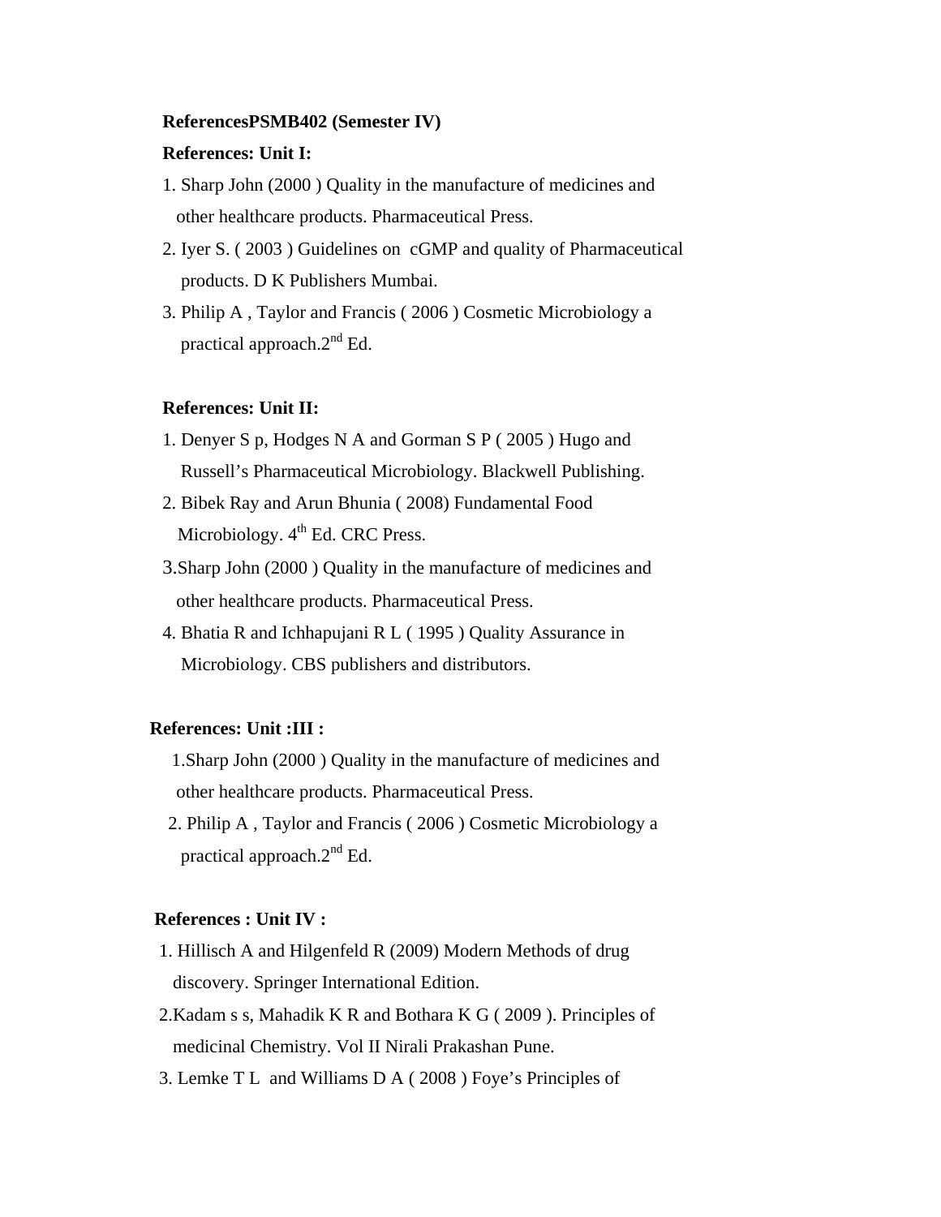**ReferencesPSMB402 (Semester IV)**

**References: Unit I:**

1. Sharp John (2000 ) Quality in the manufacture of medicines and other healthcare products. Pharmaceutical Press.
2. Iyer S. ( 2003 ) Guidelines on cGMP and quality of Pharmaceutical products. D K Publishers Mumbai.
3. Philip A , Taylor and Francis ( 2006 ) Cosmetic Microbiology a practical approach.2nd Ed.

**References: Unit II:**

1. Denyer S p, Hodges N A and Gorman S P ( 2005 ) Hugo and Russell's Pharmaceutical Microbiology. Blackwell Publishing.
2. Bibek Ray and Arun Bhunia ( 2008) Fundamental Food Microbiology. 4th Ed. CRC Press.
3. Sharp John (2000 ) Quality in the manufacture of medicines and other healthcare products. Pharmaceutical Press.
4. Bhatia R and Ichhapujani R L ( 1995 ) Quality Assurance in Microbiology. CBS publishers and distributors.

**References: Unit :III :**

1. Sharp John (2000 ) Quality in the manufacture of medicines and other healthcare products. Pharmaceutical Press.
2. Philip A , Taylor and Francis ( 2006 ) Cosmetic Microbiology a practical approach.2nd Ed.

**References : Unit IV :**

1. Hillisch A and Hilgenfeld R (2009) Modern Methods of drug discovery. Springer International Edition.
2. Kadam s s, Mahadik K R and Bothara K G ( 2009 ). Principles of medicinal Chemistry. Vol II Nirali Prakashan Pune.
3. Lemke T L and Williams D A ( 2008 ) Foye's Principles of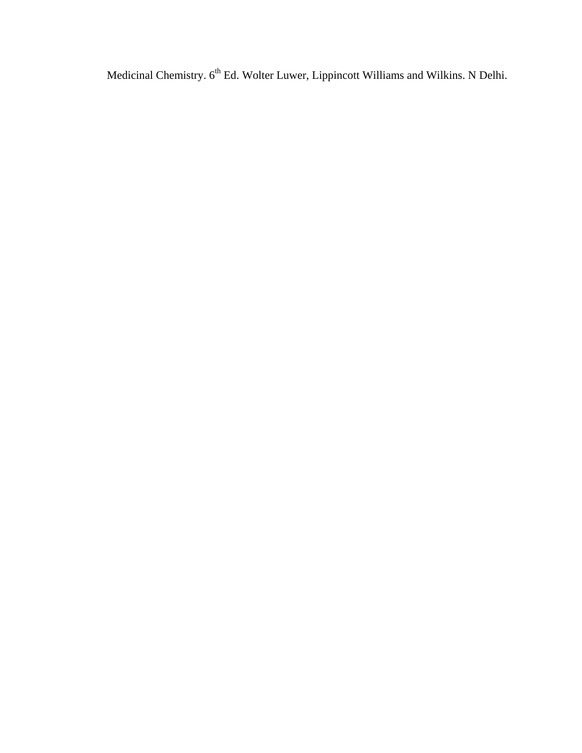Medicinal Chemistry. 6th Ed. Wolter Luwer, Lippincott Williams and Wilkins. N Delhi.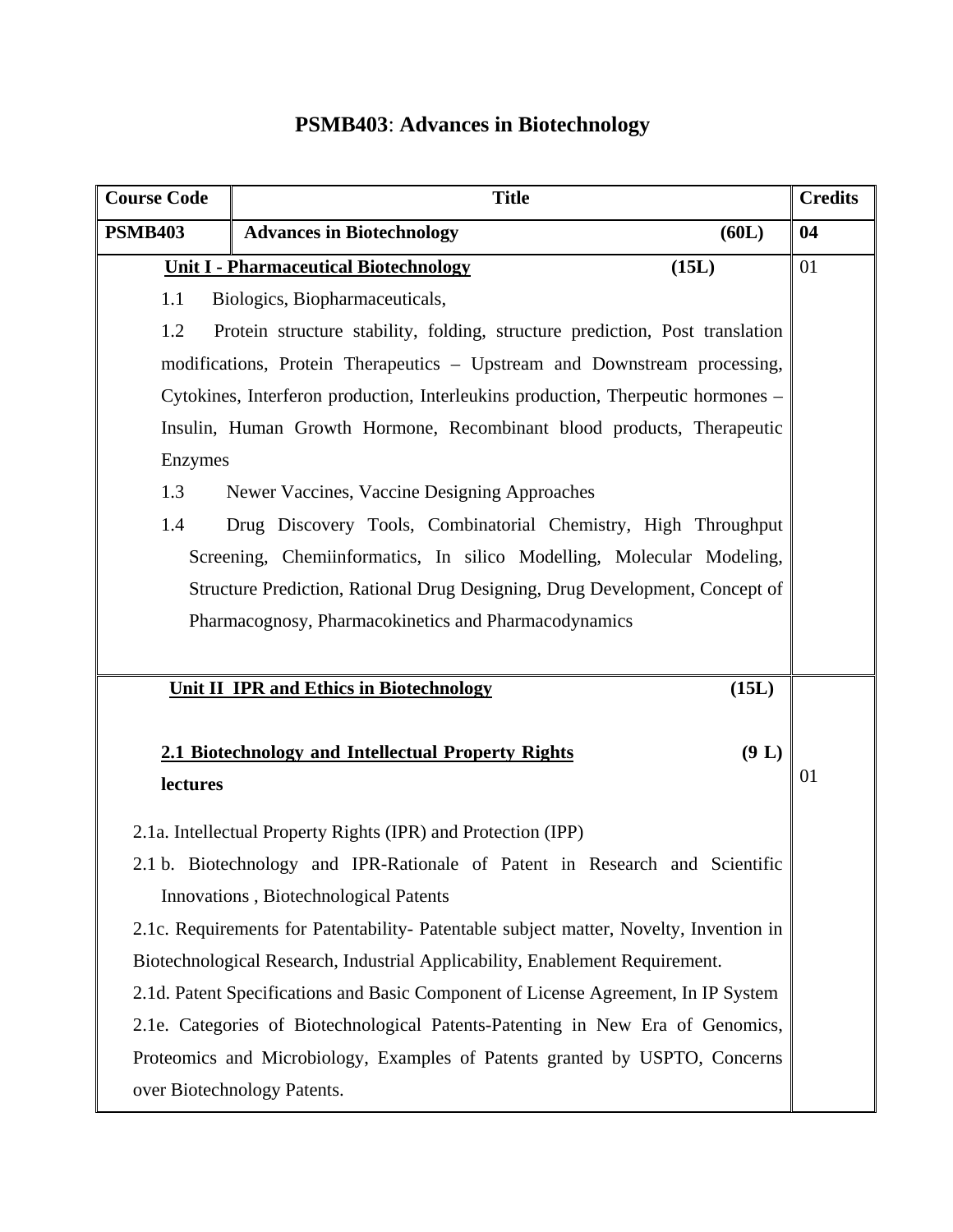# PSMB403: Advances in Biotechnology

| Course Code | Title | Credits |
|---|---|---|
| **PSMB403** | **Advances in Biotechnology (60L)** | **04** |
| | **Unit I - Pharmaceutical Biotechnology (15L)**<br><br>1.1 Biologics, Biopharmaceuticals,<br><br>1.2 Protein structure stability, folding, structure prediction, Post translation modifications, Protein Therapeutics – Upstream and Downstream processing, Cytokines, Interferon production, Interleukins production, Therpeutic hormones – Insulin, Human Growth Hormone, Recombinant blood products, Therapeutic Enzymes<br><br>1.3 Newer Vaccines, Vaccine Designing Approaches<br><br>1.4 Drug Discovery Tools, Combinatorial Chemistry, High Throughput Screening, Chemiinformatics, In silico Modelling, Molecular Modeling, Structure Prediction, Rational Drug Designing, Drug Development, Concept of Pharmacognosy, Pharmacokinetics and Pharmacodynamics | 01 |
| | **Unit II IPR and Ethics in Biotechnology (15L)**<br><br>**2.1 Biotechnology and Intellectual Property Rights (9 L) lectures**<br><br>2.1a. Intellectual Property Rights (IPR) and Protection (IPP)<br><br>2.1 b. Biotechnology and IPR-Rationale of Patent in Research and Scientific Innovations , Biotechnological Patents<br><br>2.1c. Requirements for Patentability- Patentable subject matter, Novelty, Invention in Biotechnological Research, Industrial Applicability, Enablement Requirement.<br><br>2.1d. Patent Specifications and Basic Component of License Agreement, In IP System<br><br>2.1e. Categories of Biotechnological Patents-Patenting in New Era of Genomics, Proteomics and Microbiology, Examples of Patents granted by USPTO, Concerns over Biotechnology Patents. | 01 |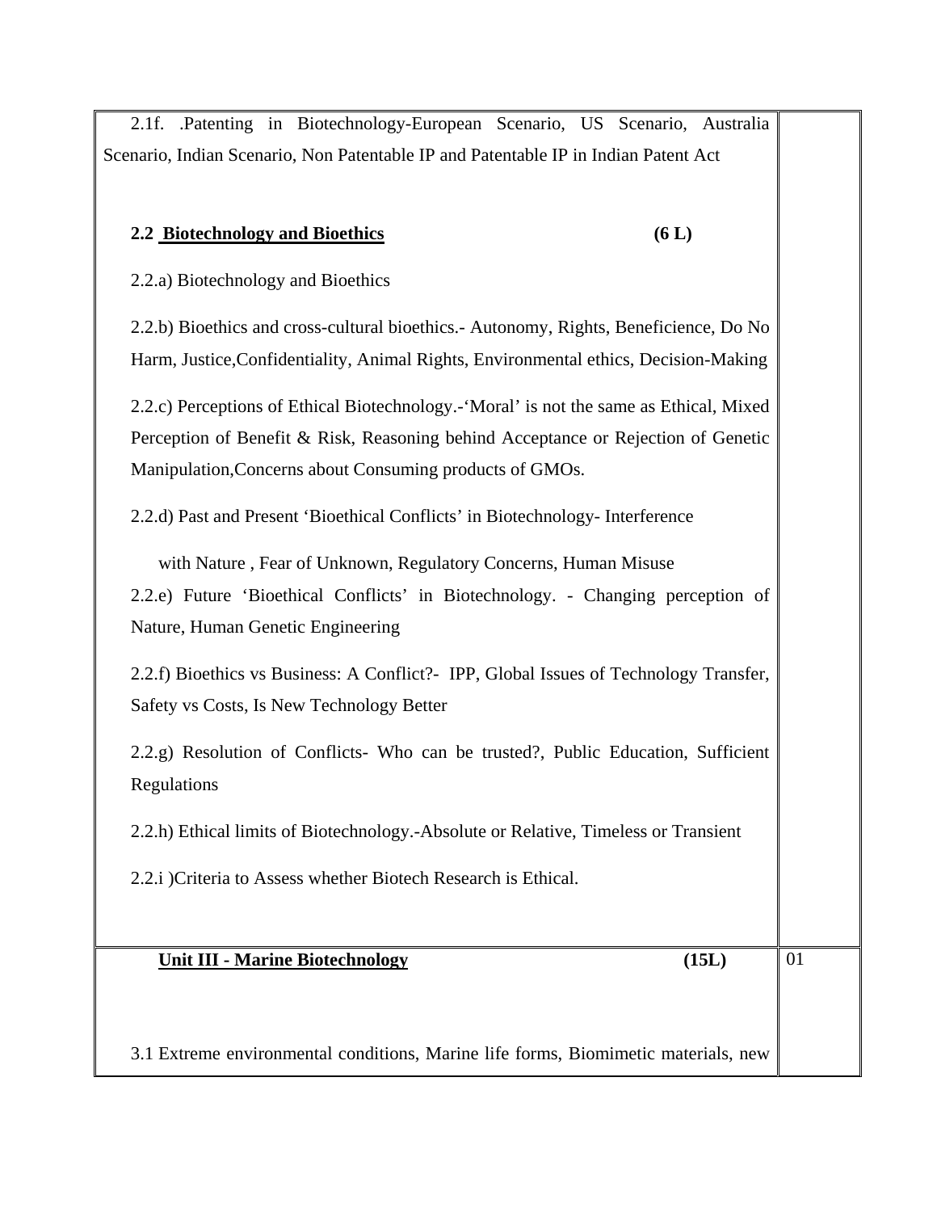| | |
|---|---|
| 2.1f. .Patenting in Biotechnology-European Scenario, US Scenario, Australia Scenario, Indian Scenario, Non Patentable IP and Patentable IP in Indian Patent Act<br><br>**2.2 Biotechnology and Bioethics** **(6 L)**<br><br>2.2.a) Biotechnology and Bioethics<br><br>2.2.b) Bioethics and cross-cultural bioethics.- Autonomy, Rights, Beneficience, Do No Harm, Justice,Confidentiality, Animal Rights, Environmental ethics, Decision-Making<br><br>2.2.c) Perceptions of Ethical Biotechnology.-'Moral' is not the same as Ethical, Mixed Perception of Benefit & Risk, Reasoning behind Acceptance or Rejection of Genetic Manipulation,Concerns about Consuming products of GMOs.<br><br>2.2.d) Past and Present 'Bioethical Conflicts' in Biotechnology- Interference with Nature , Fear of Unknown, Regulatory Concerns, Human Misuse<br><br>2.2.e) Future 'Bioethical Conflicts' in Biotechnology. - Changing perception of Nature, Human Genetic Engineering<br><br>2.2.f) Bioethics vs Business: A Conflict?- IPP, Global Issues of Technology Transfer, Safety vs Costs, Is New Technology Better<br><br>2.2.g) Resolution of Conflicts- Who can be trusted?, Public Education, Sufficient Regulations<br><br>2.2.h) Ethical limits of Biotechnology.-Absolute or Relative, Timeless or Transient<br><br>2.2.i )Criteria to Assess whether Biotech Research is Ethical. | |
| **Unit III - Marine Biotechnology** **(15L)**<br><br>3.1 Extreme environmental conditions, Marine life forms, Biomimetic materials, new | 01 |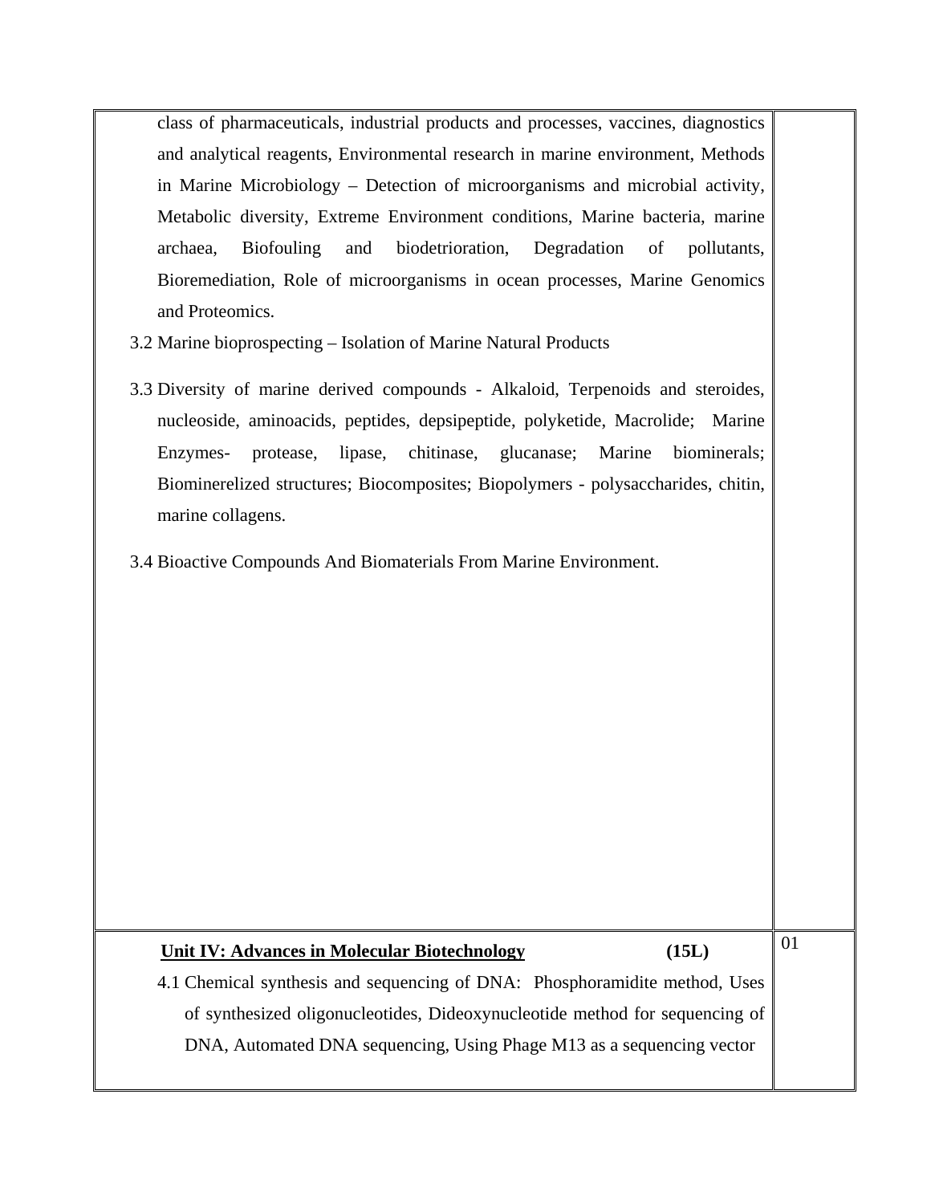| | |
|---|---|
| class of pharmaceuticals, industrial products and processes, vaccines, diagnostics and analytical reagents, Environmental research in marine environment, Methods in Marine Microbiology – Detection of microorganisms and microbial activity, Metabolic diversity, Extreme Environment conditions, Marine bacteria, marine archaea, Biofouling and biodetrioration, Degradation of pollutants, Bioremediation, Role of microorganisms in ocean processes, Marine Genomics and Proteomics.<br>3.2 Marine bioprospecting – Isolation of Marine Natural Products<br>3.3 Diversity of marine derived compounds - Alkaloid, Terpenoids and steroides, nucleoside, aminoacids, peptides, depsipeptide, polyketide, Macrolide; Marine Enzymes- protease, lipase, chitinase, glucanase; Marine biominerals; Biominerelized structures; Biocomposites; Biopolymers - polysaccharides, chitin, marine collagens.<br>3.4 Bioactive Compounds And Biomaterials From Marine Environment. | |
| **Unit IV: Advances in Molecular Biotechnology** **(15L)**<br>4.1 Chemical synthesis and sequencing of DNA: Phosphoramidite method, Uses of synthesized oligonucleotides, Dideoxynucleotide method for sequencing of DNA, Automated DNA sequencing, Using Phage M13 as a sequencing vector | 01 |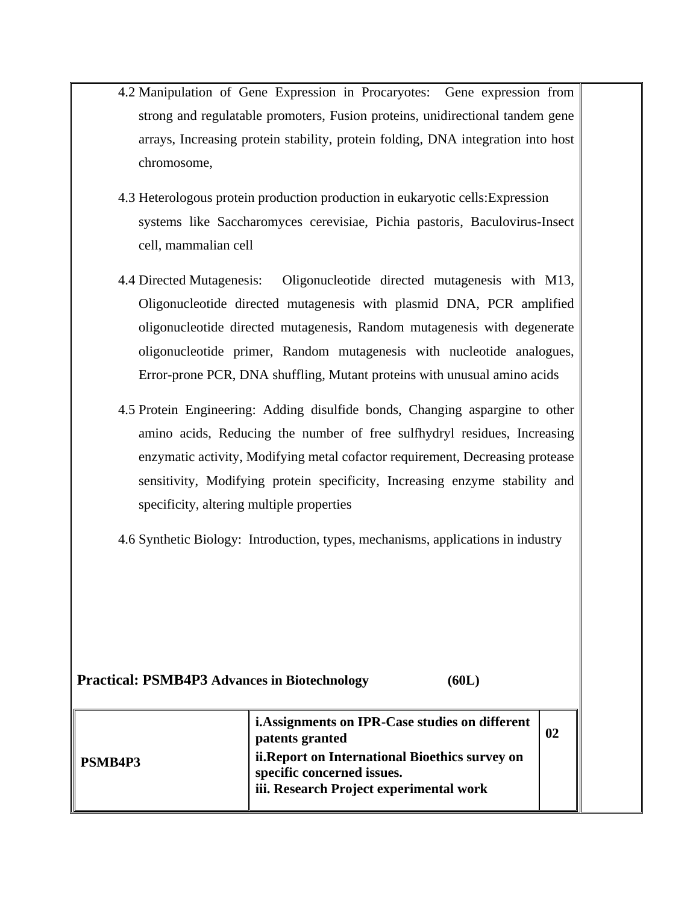4.2 Manipulation of Gene Expression in Procaryotes: Gene expression from strong and regulatable promoters, Fusion proteins, unidirectional tandem gene arrays, Increasing protein stability, protein folding, DNA integration into host chromosome,

4.3 Heterologous protein production production in eukaryotic cells:Expression systems like Saccharomyces cerevisiae, Pichia pastoris, Baculovirus-Insect cell, mammalian cell

4.4 Directed Mutagenesis: Oligonucleotide directed mutagenesis with M13, Oligonucleotide directed mutagenesis with plasmid DNA, PCR amplified oligonucleotide directed mutagenesis, Random mutagenesis with degenerate oligonucleotide primer, Random mutagenesis with nucleotide analogues, Error-prone PCR, DNA shuffling, Mutant proteins with unusual amino acids

4.5 Protein Engineering: Adding disulfide bonds, Changing aspargine to other amino acids, Reducing the number of free sulfhydryl residues, Increasing enzymatic activity, Modifying metal cofactor requirement, Decreasing protease sensitivity, Modifying protein specificity, Increasing enzyme stability and specificity, altering multiple properties

4.6 Synthetic Biology: Introduction, types, mechanisms, applications in industry

**Practical: PSMB4P3 Advances in Biotechnology (60L)**

| | | |
|---|---|---|
| **PSMB4P3** | **i.Assignments on IPR-Case studies on different patents granted**<br>**ii.Report on International Bioethics survey on specific concerned issues.**<br>**iii. Research Project experimental work** | **02** |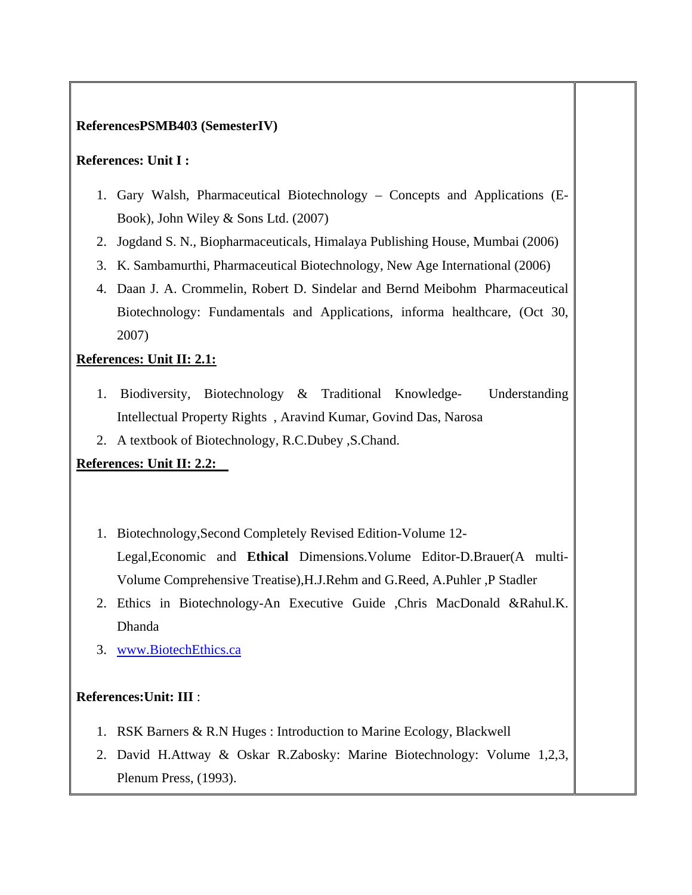**ReferencesPSMB403 (SemesterIV)**

**References: Unit I :**

1. Gary Walsh, Pharmaceutical Biotechnology – Concepts and Applications (E-Book), John Wiley & Sons Ltd. (2007)
2. Jogdand S. N., Biopharmaceuticals, Himalaya Publishing House, Mumbai (2006)
3. K. Sambamurthi, Pharmaceutical Biotechnology, New Age International (2006)
4. Daan J. A. Crommelin, Robert D. Sindelar and Bernd Meibohm Pharmaceutical Biotechnology: Fundamentals and Applications, informa healthcare, (Oct 30, 2007)

**References: Unit II: 2.1:**

1. Biodiversity, Biotechnology & Traditional Knowledge- Understanding Intellectual Property Rights , Aravind Kumar, Govind Das, Narosa
2. A textbook of Biotechnology, R.C.Dubey ,S.Chand.

**References: Unit II: 2.2:**

1. Biotechnology,Second Completely Revised Edition-Volume 12-Legal,Economic and **Ethical** Dimensions.Volume Editor-D.Brauer(A multi-Volume Comprehensive Treatise),H.J.Rehm and G.Reed, A.Puhler ,P Stadler
2. Ethics in Biotechnology-An Executive Guide ,Chris MacDonald &Rahul.K. Dhanda
3. [www.BiotechEthics.ca](http://www.BiotechEthics.ca)

**References:Unit: III** :

1. RSK Barners & R.N Huges : Introduction to Marine Ecology, Blackwell
2. David H.Attway & Oskar R.Zabosky: Marine Biotechnology: Volume 1,2,3, Plenum Press, (1993).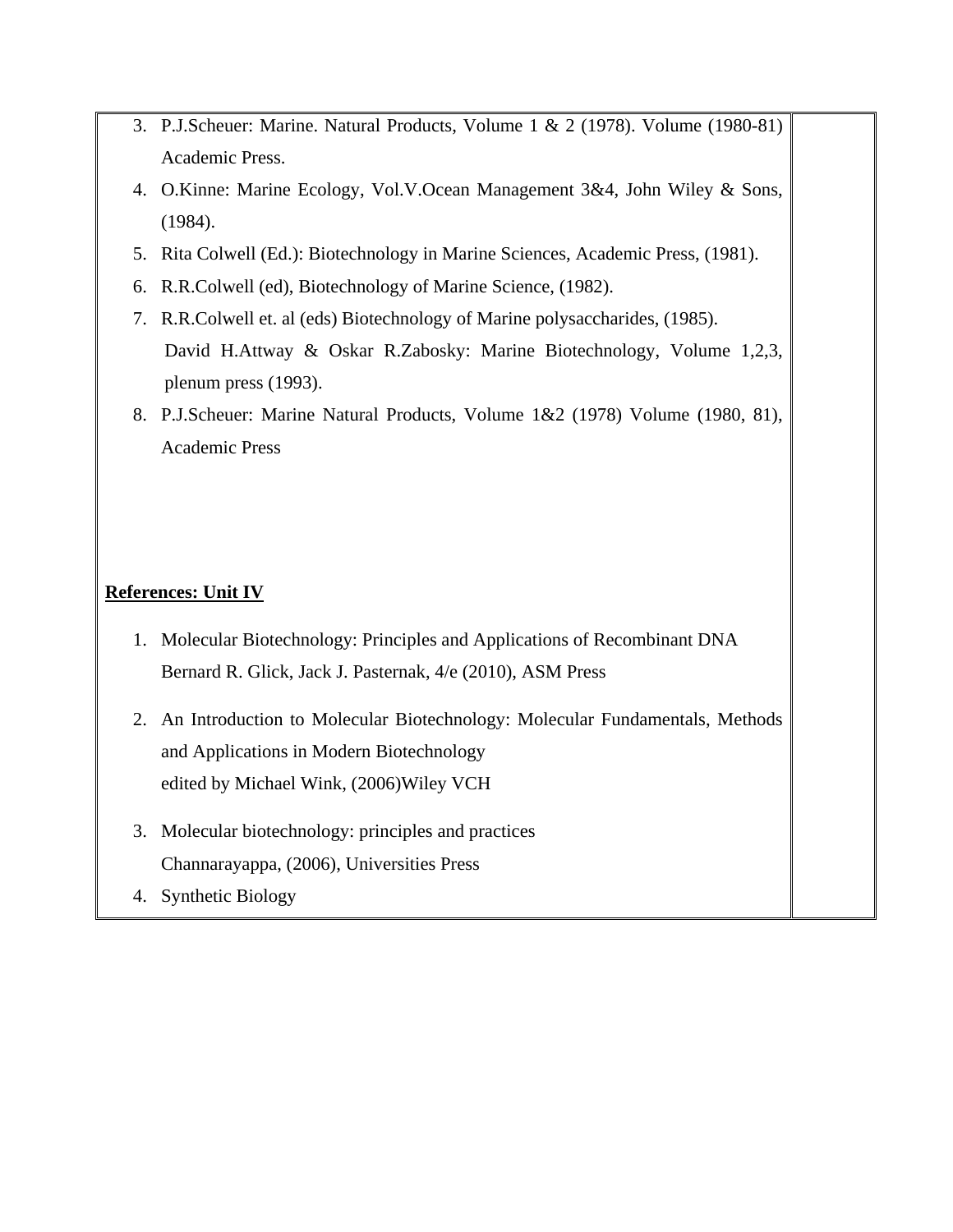3. P.J.Scheuer: Marine. Natural Products, Volume 1 & 2 (1978). Volume (1980-81) Academic Press.
4. O.Kinne: Marine Ecology, Vol.V.Ocean Management 3&4, John Wiley & Sons, (1984).
5. Rita Colwell (Ed.): Biotechnology in Marine Sciences, Academic Press, (1981).
6. R.R.Colwell (ed), Biotechnology of Marine Science, (1982).
7. R.R.Colwell et. al (eds) Biotechnology of Marine polysaccharides, (1985).
   David H.Attway & Oskar R.Zabosky: Marine Biotechnology, Volume 1,2,3, plenum press (1993).
8. P.J.Scheuer: Marine Natural Products, Volume 1&2 (1978) Volume (1980, 81), Academic Press

**References: Unit IV**

1. Molecular Biotechnology: Principles and Applications of Recombinant DNA
   Bernard R. Glick, Jack J. Pasternak, 4/e (2010), ASM Press
2. An Introduction to Molecular Biotechnology: Molecular Fundamentals, Methods and Applications in Modern Biotechnology
   edited by Michael Wink, (2006)Wiley VCH
3. Molecular biotechnology: principles and practices
   Channarayappa, (2006), Universities Press
4. Synthetic Biology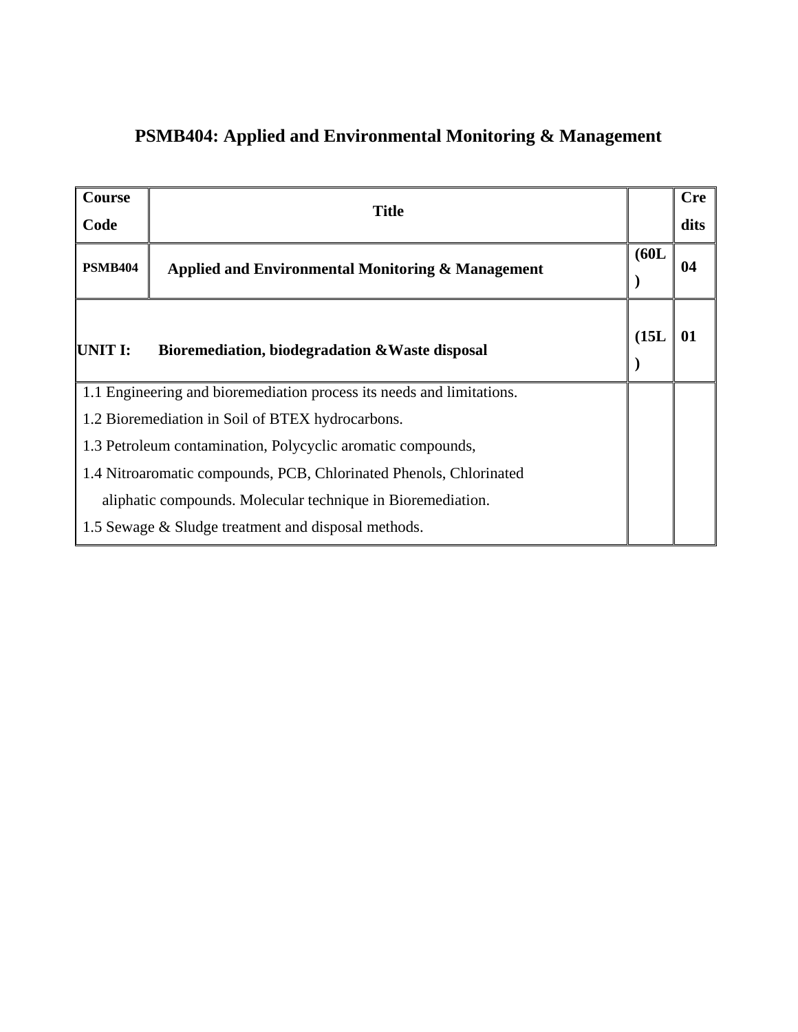# PSMB404: Applied and Environmental Monitoring & Management

| Course Code | Title | | Credits |
|---|---|---|---|
| PSMB404 | **Applied and Environmental Monitoring & Management** | (60L) | 04 |
| **UNIT I:** | **Bioremediation, biodegradation &Waste disposal** | (15L) | 01 |
| 1.1 Engineering and bioremediation process its needs and limitations.<br>1.2 Bioremediation in Soil of BTEX hydrocarbons.<br>1.3 Petroleum contamination, Polycyclic aromatic compounds,<br>1.4 Nitroaromatic compounds, PCB, Chlorinated Phenols, Chlorinated aliphatic compounds. Molecular technique in Bioremediation.<br>1.5 Sewage & Sludge treatment and disposal methods. | | | |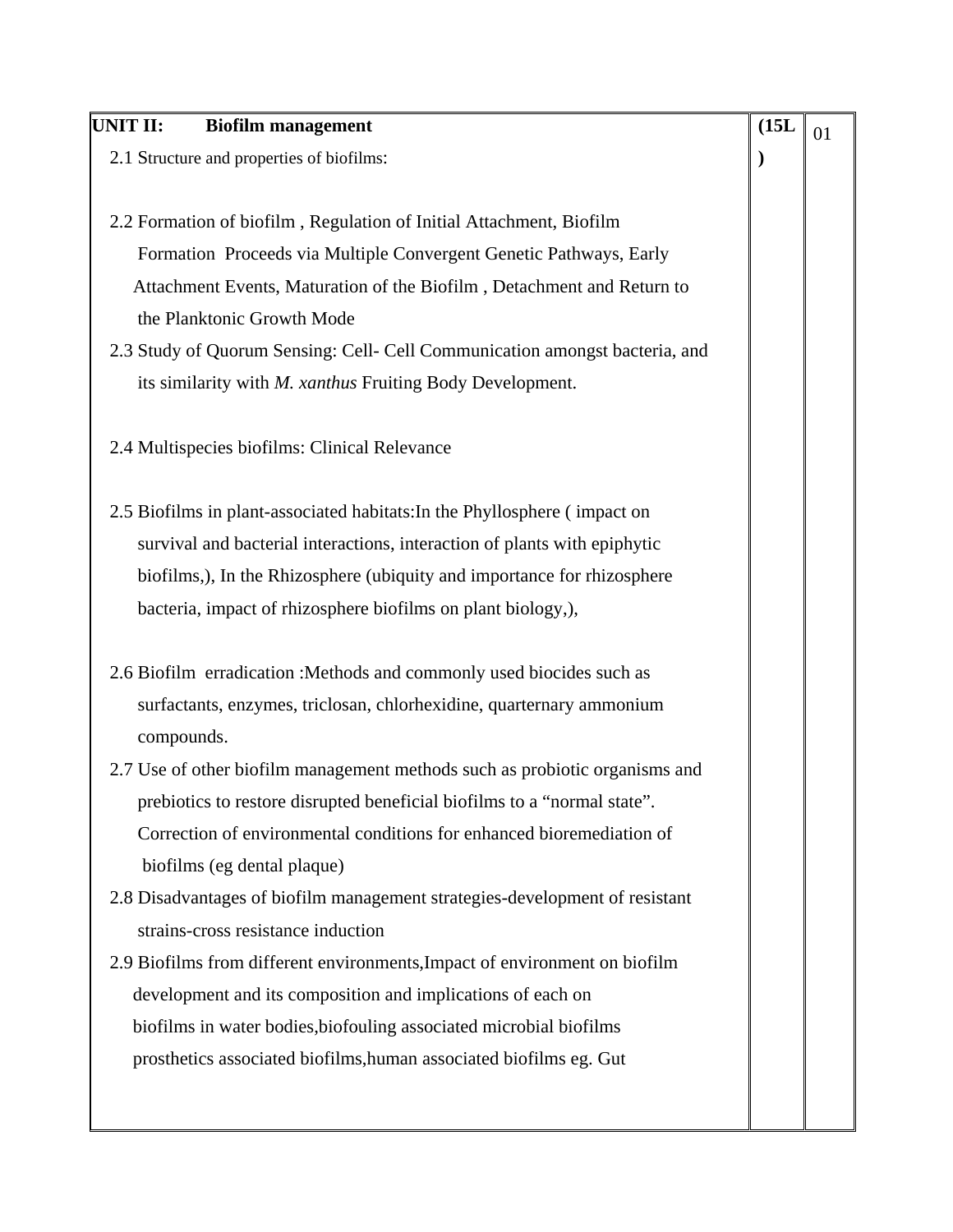| **UNIT II: Biofilm management** | **(15L)** | 01 |
|---|---|---|
| 2.1 Structure and properties of biofilms:<br><br>2.2 Formation of biofilm , Regulation of Initial Attachment, Biofilm Formation Proceeds via Multiple Convergent Genetic Pathways, Early Attachment Events, Maturation of the Biofilm , Detachment and Return to the Planktonic Growth Mode<br>2.3 Study of Quorum Sensing: Cell- Cell Communication amongst bacteria, and its similarity with *M. xanthus* Fruiting Body Development.<br><br>2.4 Multispecies biofilms: Clinical Relevance<br><br>2.5 Biofilms in plant-associated habitats:In the Phyllosphere ( impact on survival and bacterial interactions, interaction of plants with epiphytic biofilms,), In the Rhizosphere (ubiquity and importance for rhizosphere bacteria, impact of rhizosphere biofilms on plant biology,),<br><br>2.6 Biofilm erradication :Methods and commonly used biocides such as surfactants, enzymes, triclosan, chlorhexidine, quarternary ammonium compounds.<br>2.7 Use of other biofilm management methods such as probiotic organisms and prebiotics to restore disrupted beneficial biofilms to a "normal state". Correction of environmental conditions for enhanced bioremediation of biofilms (eg dental plaque)<br>2.8 Disadvantages of biofilm management strategies-development of resistant strains-cross resistance induction<br>2.9 Biofilms from different environments,Impact of environment on biofilm development and its composition and implications of each on biofilms in water bodies,biofouling associated microbial biofilms prosthetics associated biofilms,human associated biofilms eg. Gut | | |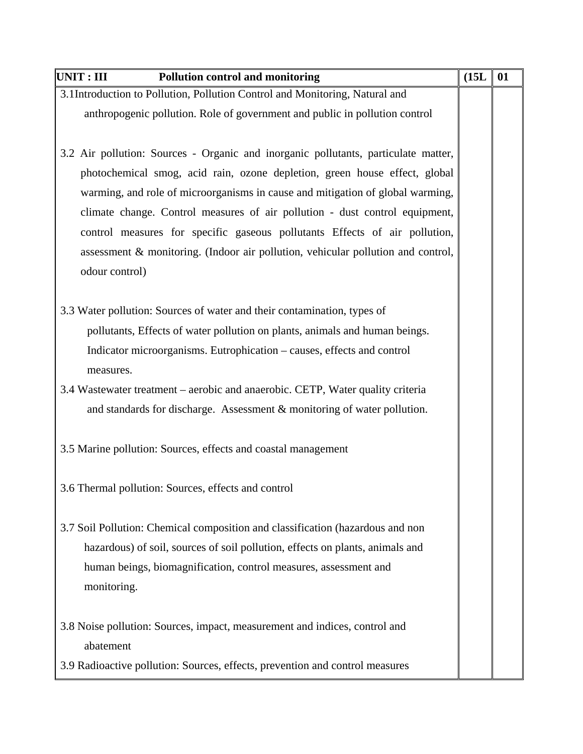| UNIT : III Pollution control and monitoring | (15L | 01 |
|---|---|---|
| 3.1Introduction to Pollution, Pollution Control and Monitoring, Natural and anthropogenic pollution. Role of government and public in pollution control<br><br>3.2 Air pollution: Sources - Organic and inorganic pollutants, particulate matter, photochemical smog, acid rain, ozone depletion, green house effect, global warming, and role of microorganisms in cause and mitigation of global warming, climate change. Control measures of air pollution - dust control equipment, control measures for specific gaseous pollutants Effects of air pollution, assessment & monitoring. (Indoor air pollution, vehicular pollution and control, odour control)<br><br>3.3 Water pollution: Sources of water and their contamination, types of pollutants, Effects of water pollution on plants, animals and human beings. Indicator microorganisms. Eutrophication – causes, effects and control measures.<br>3.4 Wastewater treatment – aerobic and anaerobic. CETP, Water quality criteria and standards for discharge. Assessment & monitoring of water pollution.<br><br>3.5 Marine pollution: Sources, effects and coastal management<br><br>3.6 Thermal pollution: Sources, effects and control<br><br>3.7 Soil Pollution: Chemical composition and classification (hazardous and non hazardous) of soil, sources of soil pollution, effects on plants, animals and human beings, biomagnification, control measures, assessment and monitoring.<br><br>3.8 Noise pollution: Sources, impact, measurement and indices, control and abatement<br>3.9 Radioactive pollution: Sources, effects, prevention and control measures | | |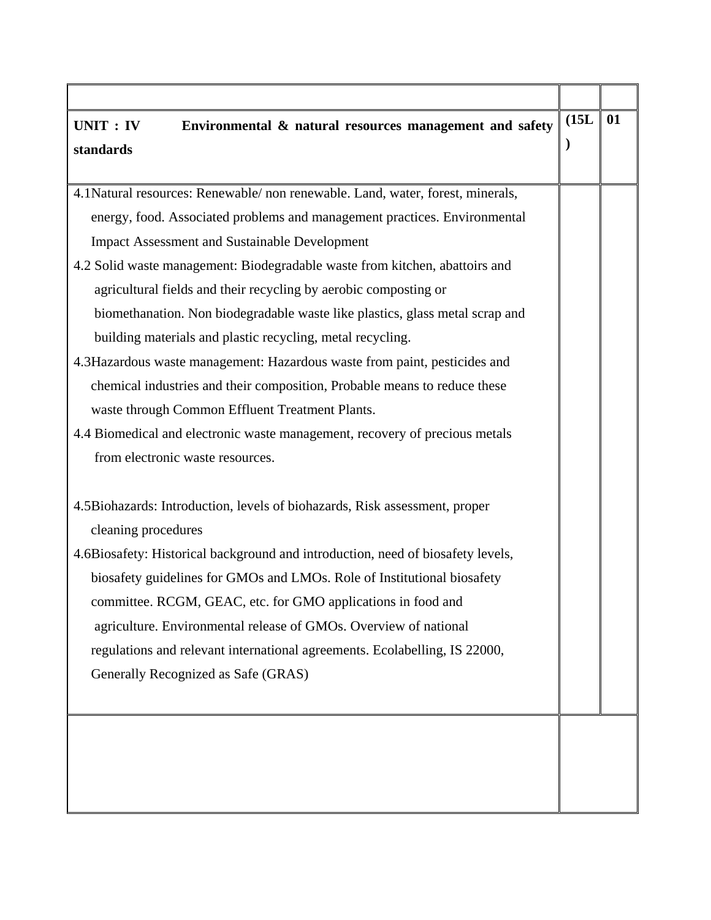| | | |
|---|---|---|
| **UNIT : IV Environmental & natural resources management and safety standards** | **(15L)** | **01** |
| 4.1Natural resources: Renewable/ non renewable. Land, water, forest, minerals, energy, food. Associated problems and management practices. Environmental Impact Assessment and Sustainable Development<br>4.2 Solid waste management: Biodegradable waste from kitchen, abattoirs and agricultural fields and their recycling by aerobic composting or biomethanation. Non biodegradable waste like plastics, glass metal scrap and building materials and plastic recycling, metal recycling.<br>4.3Hazardous waste management: Hazardous waste from paint, pesticides and chemical industries and their composition, Probable means to reduce these waste through Common Effluent Treatment Plants.<br>4.4 Biomedical and electronic waste management, recovery of precious metals from electronic waste resources.<br><br>4.5Biohazards: Introduction, levels of biohazards, Risk assessment, proper cleaning procedures<br>4.6Biosafety: Historical background and introduction, need of biosafety levels, biosafety guidelines for GMOs and LMOs. Role of Institutional biosafety committee. RCGM, GEAC, etc. for GMO applications in food and agriculture. Environmental release of GMOs. Overview of national regulations and relevant international agreements. Ecolabelling, IS 22000, Generally Recognized as Safe (GRAS) | | |
| | | |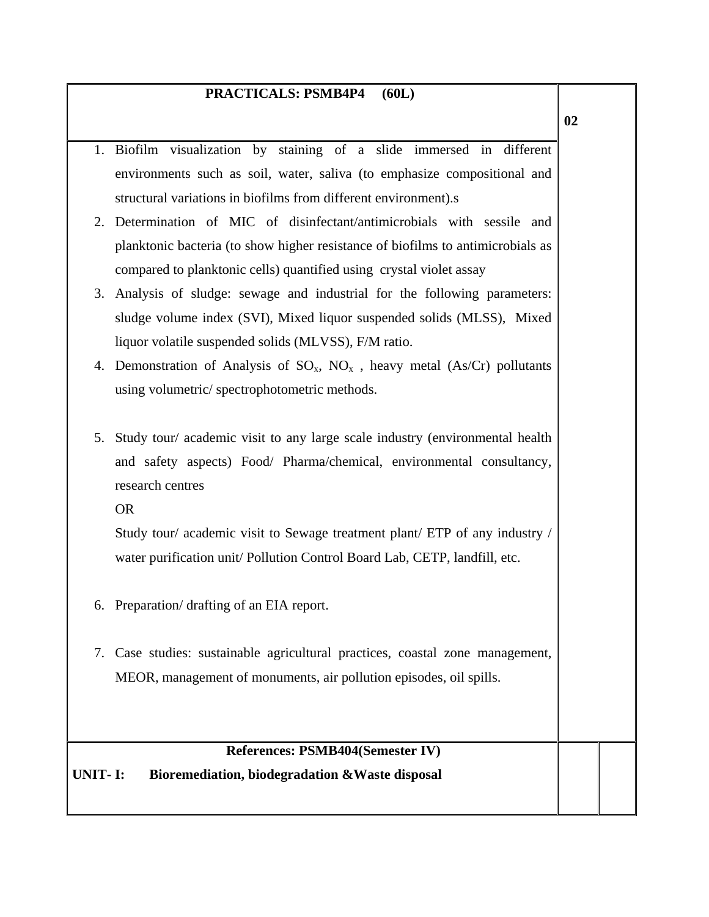| PRACTICALS: PSMB4P4 (60L) | 02 |
|---|---|
| 1. Biofilm visualization by staining of a slide immersed in different environments such as soil, water, saliva (to emphasize compositional and structural variations in biofilms from different environment).s<br>2. Determination of MIC of disinfectant/antimicrobials with sessile and planktonic bacteria (to show higher resistance of biofilms to antimicrobials as compared to planktonic cells) quantified using crystal violet assay<br>3. Analysis of sludge: sewage and industrial for the following parameters: sludge volume index (SVI), Mixed liquor suspended solids (MLSS), Mixed liquor volatile suspended solids (MLVSS), F/M ratio.<br>4. Demonstration of Analysis of $SO_x$, $NO_x$ , heavy metal (As/Cr) pollutants using volumetric/ spectrophotometric methods.<br>5. Study tour/ academic visit to any large scale industry (environmental health and safety aspects) Food/ Pharma/chemical, environmental consultancy, research centres<br>OR<br>Study tour/ academic visit to Sewage treatment plant/ ETP of any industry / water purification unit/ Pollution Control Board Lab, CETP, landfill, etc.<br>6. Preparation/ drafting of an EIA report.<br>7. Case studies: sustainable agricultural practices, coastal zone management, MEOR, management of monuments, air pollution episodes, oil spills. | |

| References: PSMB404(Semester IV) | | |
|---|---|---|
| **UNIT- I: Bioremediation, biodegradation &Waste disposal** | | |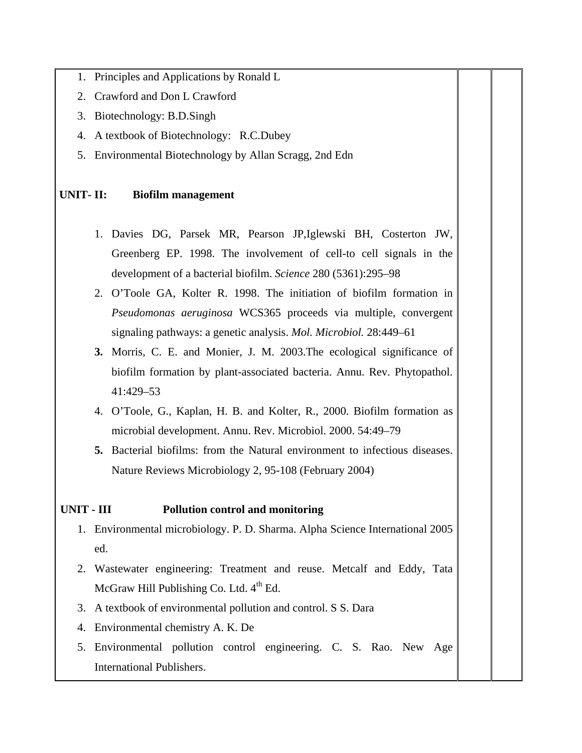1. Principles and Applications by Ronald L
2. Crawford and Don L Crawford
3. Biotechnology: B.D.Singh
4. A textbook of Biotechnology: R.C.Dubey
5. Environmental Biotechnology by Allan Scragg, 2nd Edn

**UNIT- II: Biofilm management**

1. Davies DG, Parsek MR, Pearson JP,Iglewski BH, Costerton JW, Greenberg EP. 1998. The involvement of cell-to cell signals in the development of a bacterial biofilm. *Science* 280 (5361):295–98
2. O'Toole GA, Kolter R. 1998. The initiation of biofilm formation in *Pseudomonas aeruginosa* WCS365 proceeds via multiple, convergent signaling pathways: a genetic analysis. *Mol. Microbiol.* 28:449–61
3. Morris, C. E. and Monier, J. M. 2003.The ecological significance of biofilm formation by plant-associated bacteria. Annu. Rev. Phytopathol. 41:429–53
4. O'Toole, G., Kaplan, H. B. and Kolter, R., 2000. Biofilm formation as microbial development. Annu. Rev. Microbiol. 2000. 54:49–79
5. Bacterial biofilms: from the Natural environment to infectious diseases. Nature Reviews Microbiology 2, 95-108 (February 2004)

**UNIT - III Pollution control and monitoring**

1. Environmental microbiology. P. D. Sharma. Alpha Science International 2005 ed.
2. Wastewater engineering: Treatment and reuse. Metcalf and Eddy, Tata McGraw Hill Publishing Co. Ltd. 4th Ed.
3. A textbook of environmental pollution and control. S S. Dara
4. Environmental chemistry A. K. De
5. Environmental pollution control engineering. C. S. Rao. New Age International Publishers.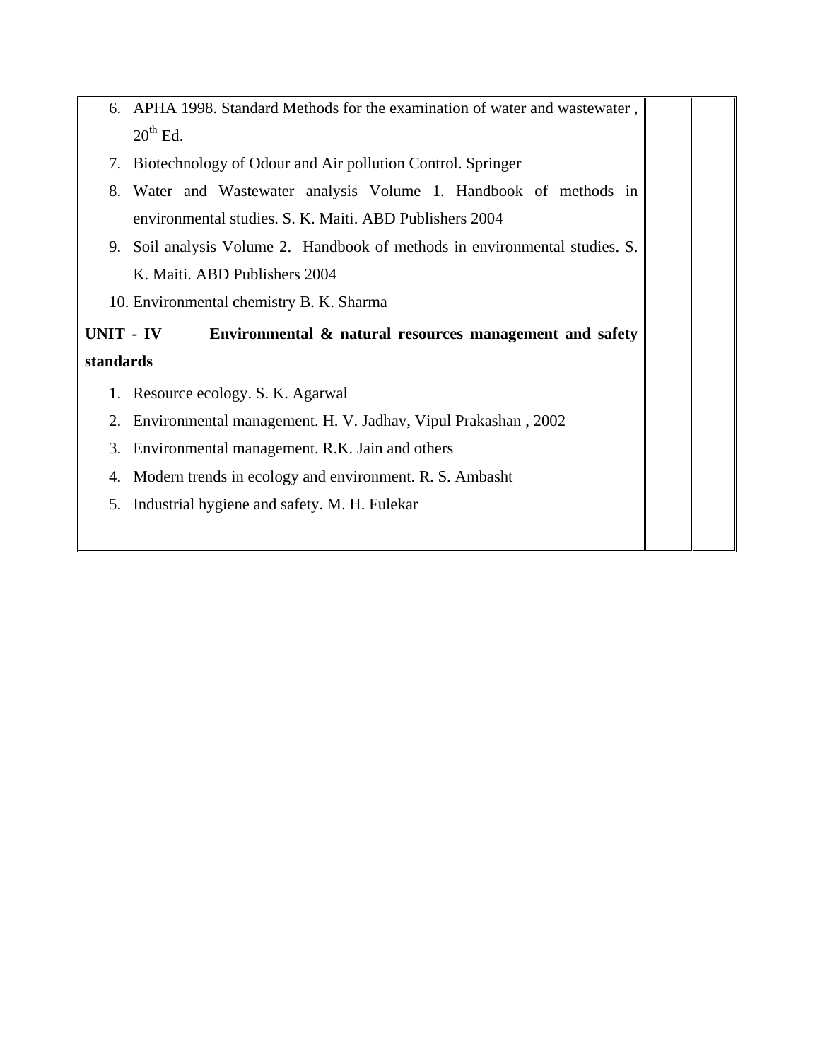6. APHA 1998. Standard Methods for the examination of water and wastewater , 20th Ed.
7. Biotechnology of Odour and Air pollution Control. Springer
8. Water and Wastewater analysis Volume 1. Handbook of methods in environmental studies. S. K. Maiti. ABD Publishers 2004
9. Soil analysis Volume 2. Handbook of methods in environmental studies. S. K. Maiti. ABD Publishers 2004
10. Environmental chemistry B. K. Sharma

**UNIT - IV Environmental & natural resources management and safety standards**

1. Resource ecology. S. K. Agarwal
2. Environmental management. H. V. Jadhav, Vipul Prakashan , 2002
3. Environmental management. R.K. Jain and others
4. Modern trends in ecology and environment. R. S. Ambasht
5. Industrial hygiene and safety. M. H. Fulekar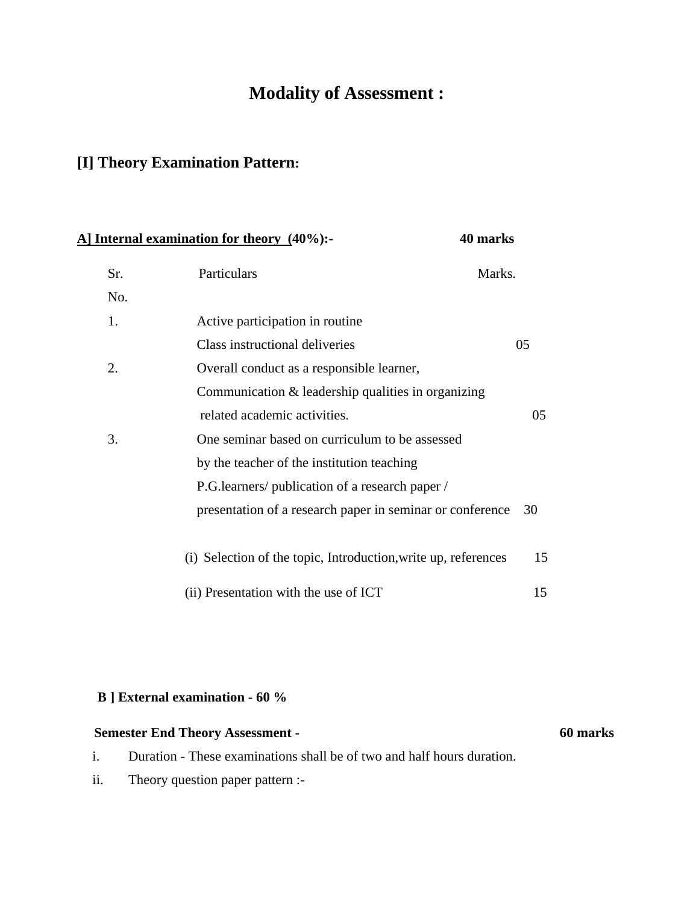# Modality of Assessment :

## [I] Theory Examination Pattern:

**A] Internal examination for theory (40%):- 40 marks**

| Sr. No. | Particulars | Marks. |
|---|---|---|
| 1. | Active participation in routine Class instructional deliveries | 05 |
| 2. | Overall conduct as a responsible learner, Communication & leadership qualities in organizing related academic activities. | 05 |
| 3. | One seminar based on curriculum to be assessed by the teacher of the institution teaching P.G.learners/ publication of a research paper / presentation of a research paper in seminar or conference | 30 |
| | (i) Selection of the topic, Introduction,write up, references | 15 |
| | (ii) Presentation with the use of ICT | 15 |

**B ] External examination - 60 %**

**Semester End Theory Assessment - 60 marks**

i. Duration - These examinations shall be of two and half hours duration.

ii. Theory question paper pattern :-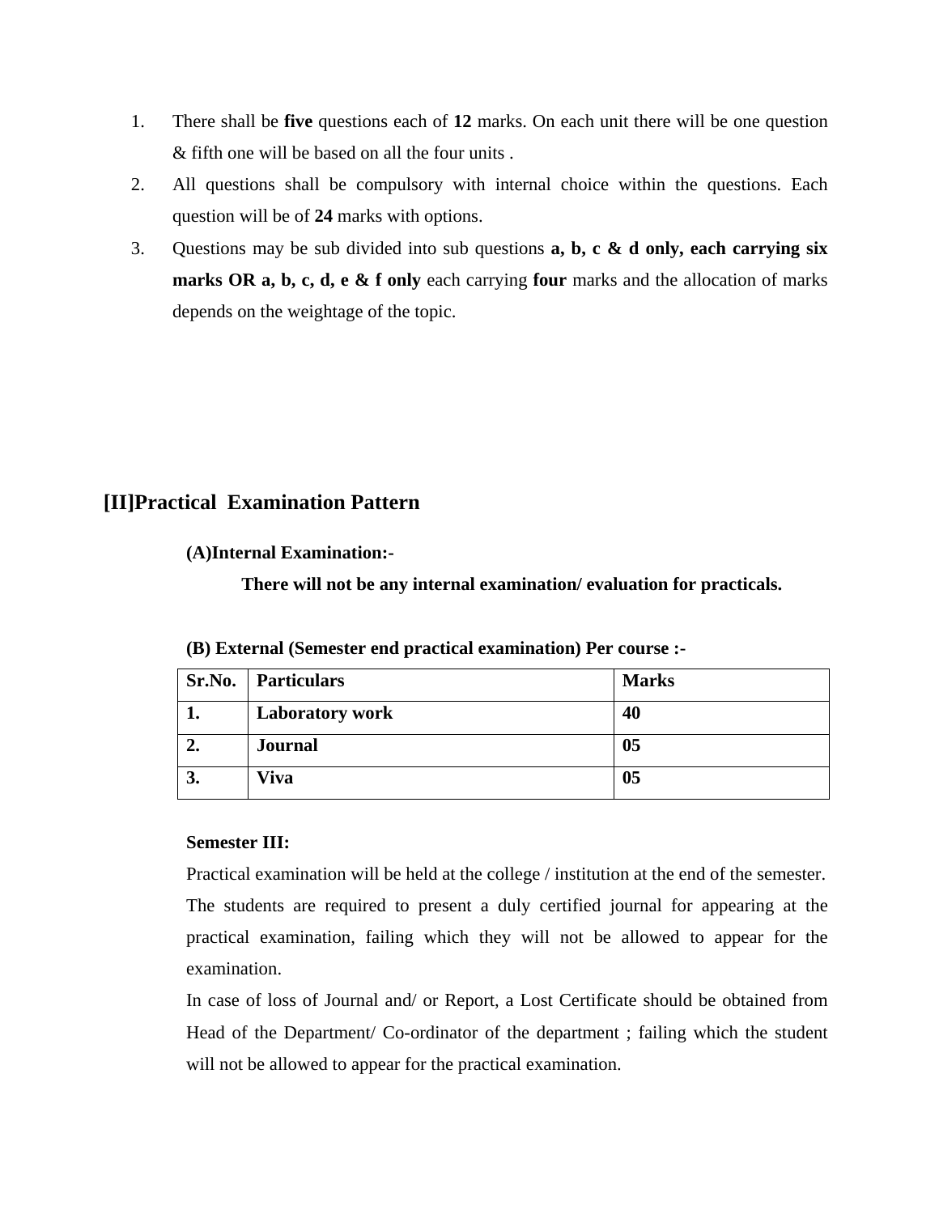1. There shall be **five** questions each of **12** marks. On each unit there will be one question & fifth one will be based on all the four units .
2. All questions shall be compulsory with internal choice within the questions. Each question will be of **24** marks with options.
3. Questions may be sub divided into sub questions **a, b, c & d only, each carrying six marks OR a, b, c, d, e & f only** each carrying **four** marks and the allocation of marks depends on the weightage of the topic.

## [II]Practical Examination Pattern

**(A)Internal Examination:-**

**There will not be any internal examination/ evaluation for practicals.**

**(B) External (Semester end practical examination) Per course :-**

| Sr.No. | Particulars | Marks |
|---|---|---|
| **1.** | **Laboratory work** | **40** |
| **2.** | **Journal** | **05** |
| **3.** | **Viva** | **05** |

**Semester III:**

Practical examination will be held at the college / institution at the end of the semester. The students are required to present a duly certified journal for appearing at the practical examination, failing which they will not be allowed to appear for the examination.

In case of loss of Journal and/ or Report, a Lost Certificate should be obtained from Head of the Department/ Co-ordinator of the department ; failing which the student will not be allowed to appear for the practical examination.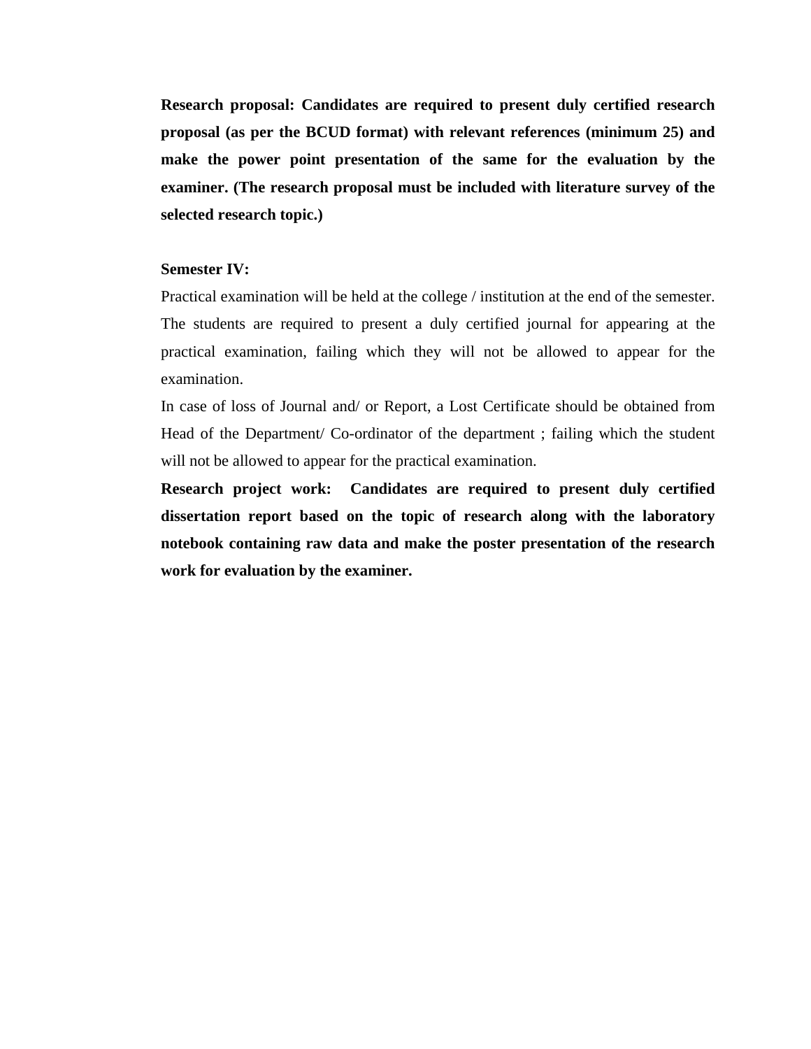**Research proposal: Candidates are required to present duly certified research proposal (as per the BCUD format) with relevant references (minimum 25) and make the power point presentation of the same for the evaluation by the examiner. (The research proposal must be included with literature survey of the selected research topic.)**

**Semester IV:**

Practical examination will be held at the college / institution at the end of the semester. The students are required to present a duly certified journal for appearing at the practical examination, failing which they will not be allowed to appear for the examination.

In case of loss of Journal and/ or Report, a Lost Certificate should be obtained from Head of the Department/ Co-ordinator of the department ; failing which the student will not be allowed to appear for the practical examination.

**Research project work: Candidates are required to present duly certified dissertation report based on the topic of research along with the laboratory notebook containing raw data and make the poster presentation of the research work for evaluation by the examiner.**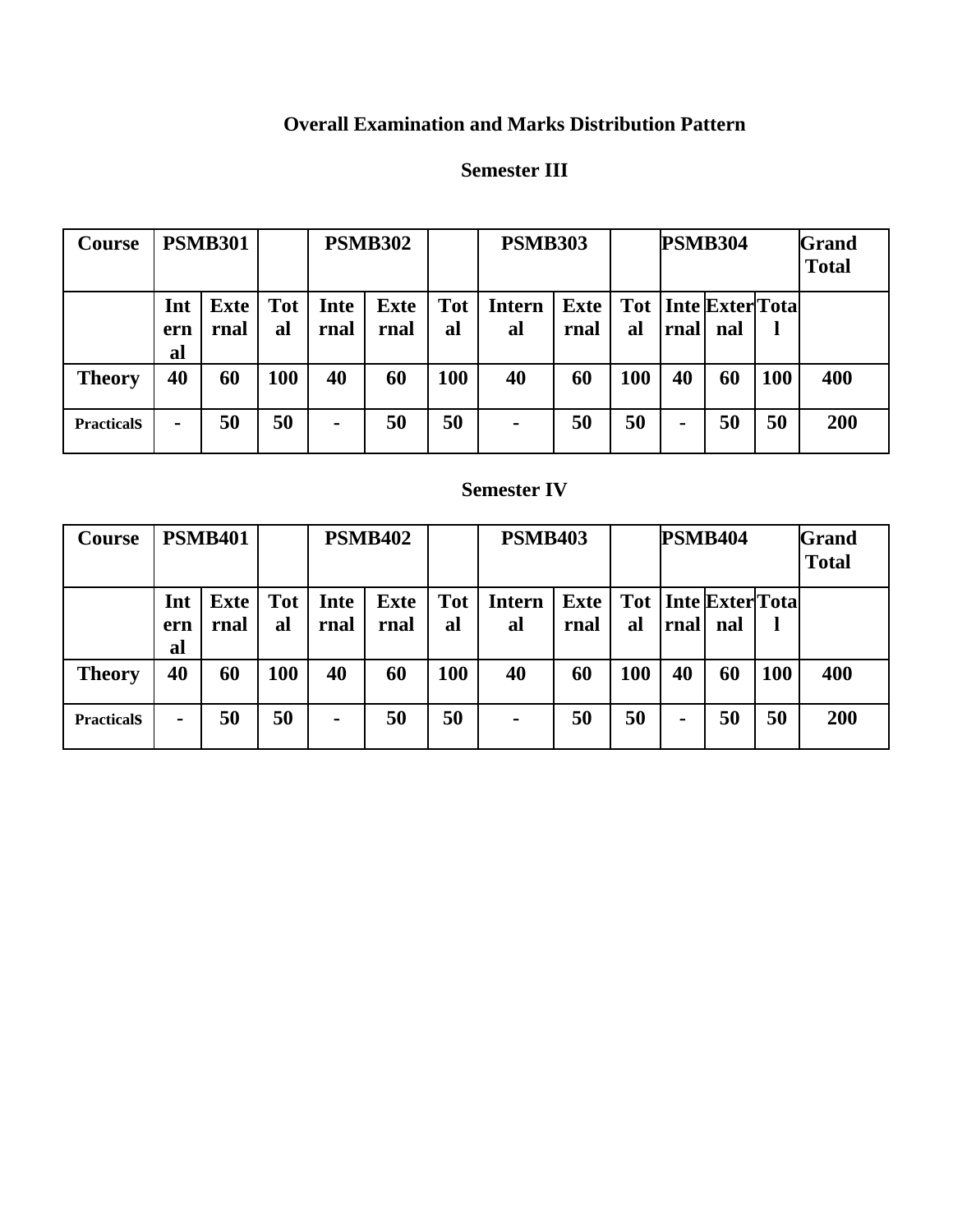## Overall Examination and Marks Distribution Pattern

### Semester III

| Course | PSMB301 | | | PSMB302 | | | PSMB303 | | | PSMB304 | | | Grand Total |
|---|---|---|---|---|---|---|---|---|---|---|---|---|---|
| | Internal | External | Total | Internal | External | Total | Internal | External | Total | Internal | External | Total | |
| Theory | 40 | 60 | 100 | 40 | 60 | 100 | 40 | 60 | 100 | 40 | 60 | 100 | 400 |
| PracticalS | - | 50 | 50 | - | 50 | 50 | - | 50 | 50 | - | 50 | 50 | 200 |

### Semester IV

| Course | PSMB401 | | | PSMB402 | | | PSMB403 | | | PSMB404 | | | Grand Total |
|---|---|---|---|---|---|---|---|---|---|---|---|---|---|
| | Internal | External | Total | Internal | External | Total | Internal | External | Total | Internal | External | Total | |
| Theory | 40 | 60 | 100 | 40 | 60 | 100 | 40 | 60 | 100 | 40 | 60 | 100 | 400 |
| PracticalS | - | 50 | 50 | - | 50 | 50 | - | 50 | 50 | - | 50 | 50 | 200 |